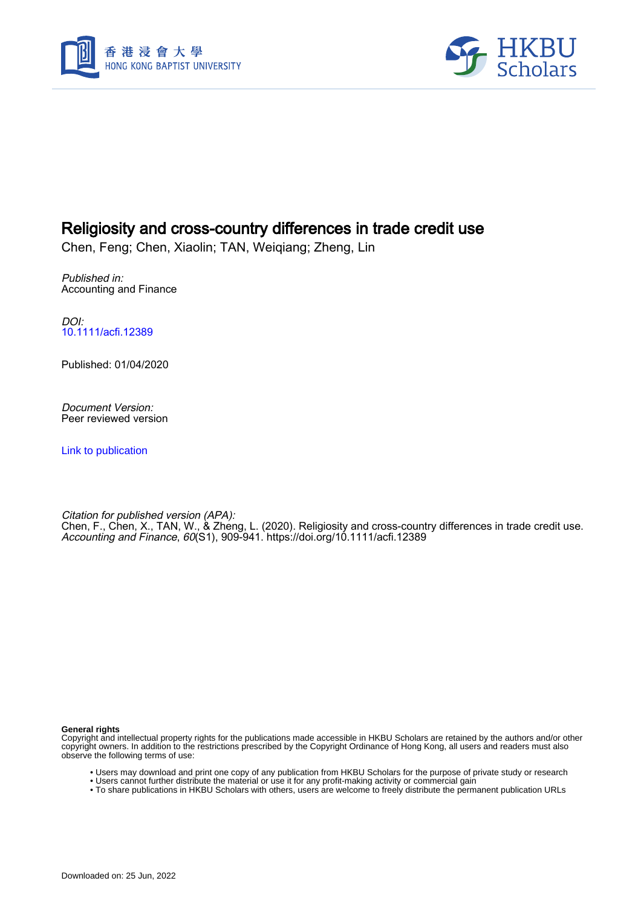# Religiosity and cross-country differences in trade credit use

Chen, Feng; Chen, Xiaolin; TAN, Weiqiang; Zheng, Lin

*Published in:*
Accounting and Finance

*DOI:*
10.1111/acfi.12389

Published: 01/04/2020

*Document Version:*
Peer reviewed version

Link to publication

*Citation for published version (APA):*
Chen, F., Chen, X., TAN, W., & Zheng, L. (2020). Religiosity and cross-country differences in trade credit use. *Accounting and Finance*, *60*(S1), 909-941. https://doi.org/10.1111/acfi.12389

**General rights**
Copyright and intellectual property rights for the publications made accessible in HKBU Scholars are retained by the authors and/or other copyright owners. In addition to the restrictions prescribed by the Copyright Ordinance of Hong Kong, all users and readers must also observe the following terms of use:

- Users may download and print one copy of any publication from HKBU Scholars for the purpose of private study or research
- Users cannot further distribute the material or use it for any profit-making activity or commercial gain
- To share publications in HKBU Scholars with others, users are welcome to freely distribute the permanent publication URLs

Downloaded on: 25 Jun, 2022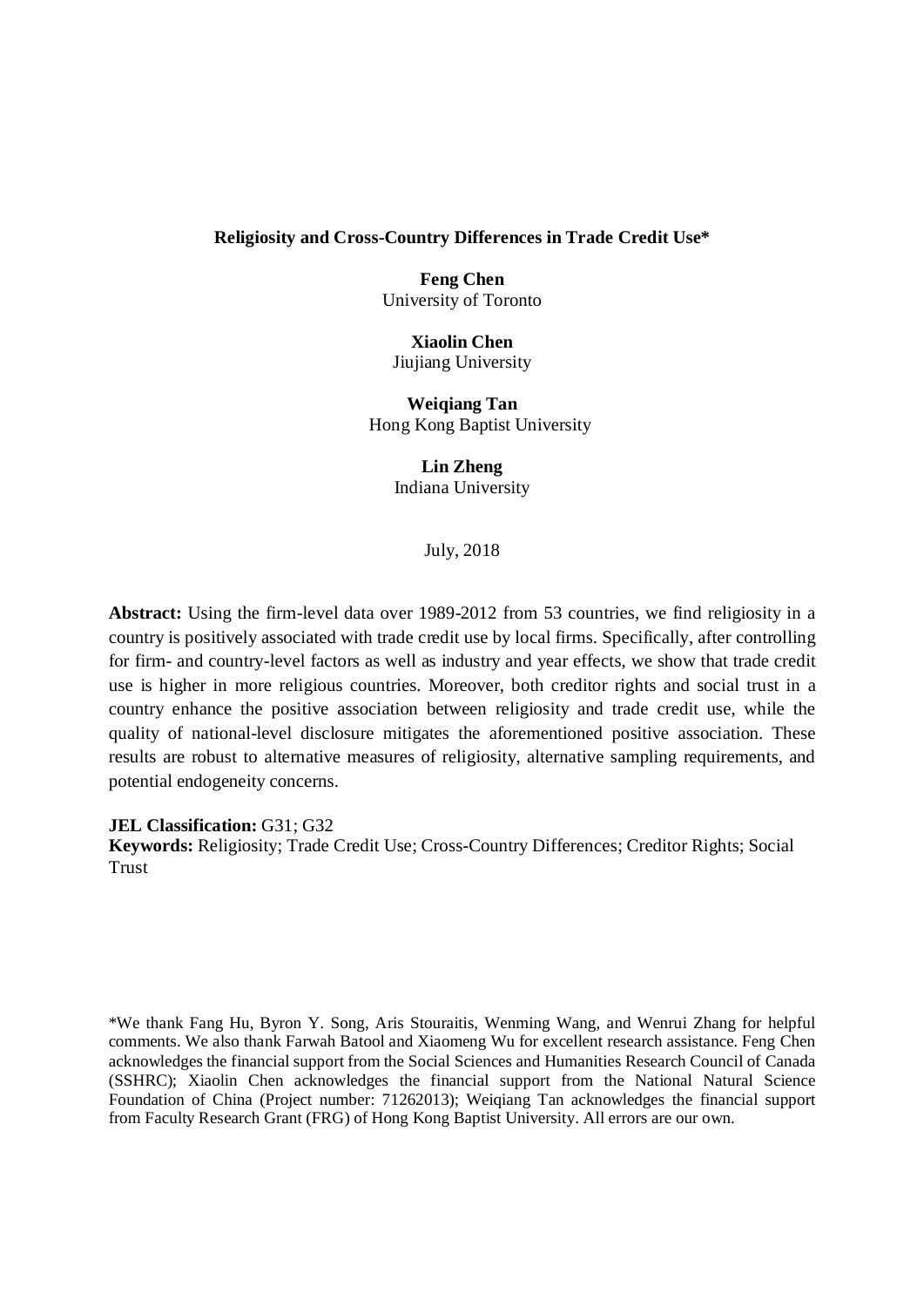**Religiosity and Cross-Country Differences in Trade Credit Use***

**Feng Chen**
University of Toronto

**Xiaolin Chen**
Jiujiang University

**Weiqiang Tan**
Hong Kong Baptist University

**Lin Zheng**
Indiana University

July, 2018

**Abstract:** Using the firm-level data over 1989-2012 from 53 countries, we find religiosity in a country is positively associated with trade credit use by local firms. Specifically, after controlling for firm- and country-level factors as well as industry and year effects, we show that trade credit use is higher in more religious countries. Moreover, both creditor rights and social trust in a country enhance the positive association between religiosity and trade credit use, while the quality of national-level disclosure mitigates the aforementioned positive association. These results are robust to alternative measures of religiosity, alternative sampling requirements, and potential endogeneity concerns.

**JEL Classification:** G31; G32
**Keywords:** Religiosity; Trade Credit Use; Cross-Country Differences; Creditor Rights; Social Trust

*We thank Fang Hu, Byron Y. Song, Aris Stouraitis, Wenming Wang, and Wenrui Zhang for helpful comments. We also thank Farwah Batool and Xiaomeng Wu for excellent research assistance. Feng Chen acknowledges the financial support from the Social Sciences and Humanities Research Council of Canada (SSHRC); Xiaolin Chen acknowledges the financial support from the National Natural Science Foundation of China (Project number: 71262013); Weiqiang Tan acknowledges the financial support from Faculty Research Grant (FRG) of Hong Kong Baptist University. All errors are our own.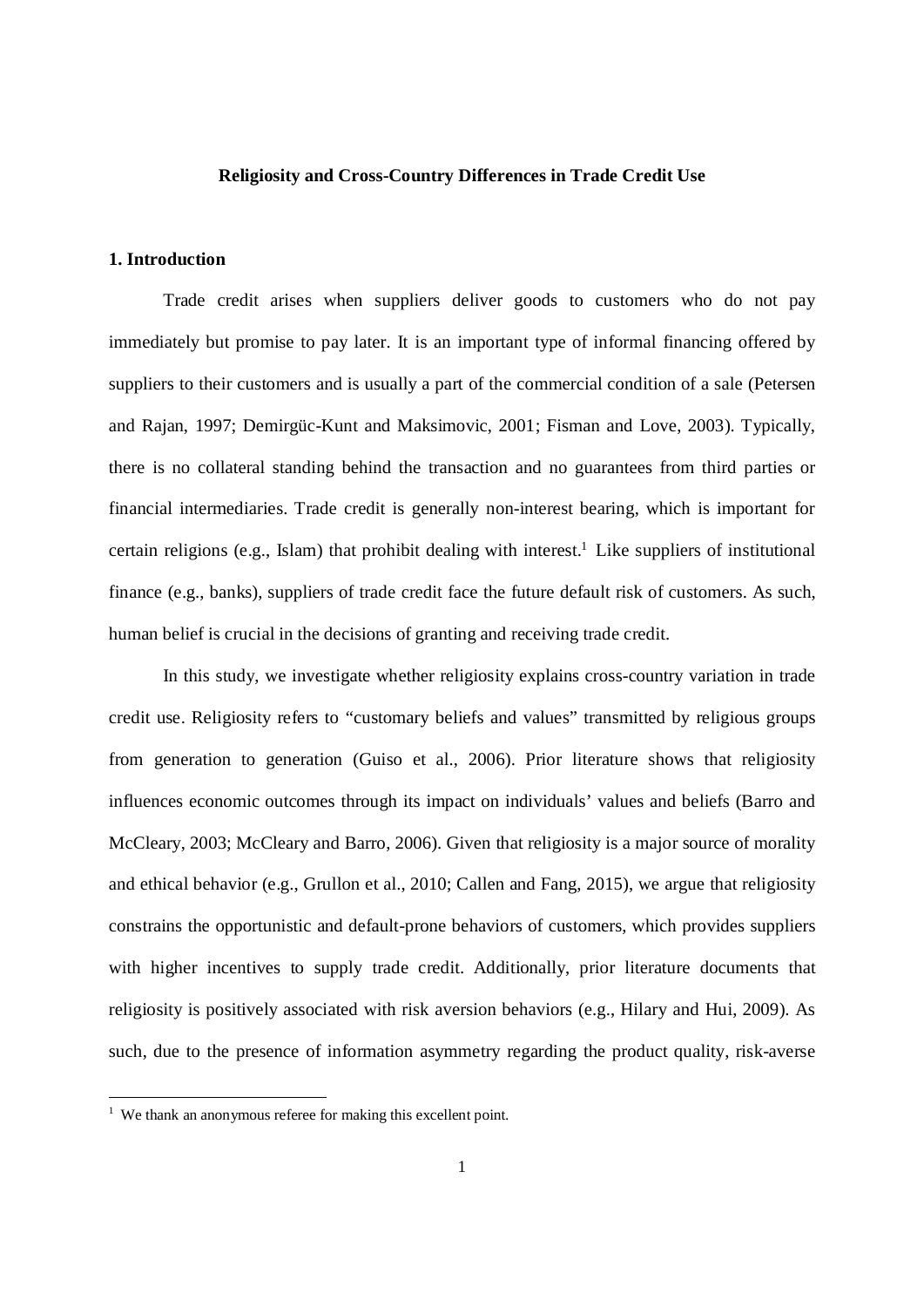**Religiosity and Cross-Country Differences in Trade Credit Use**

## 1. Introduction

Trade credit arises when suppliers deliver goods to customers who do not pay immediately but promise to pay later. It is an important type of informal financing offered by suppliers to their customers and is usually a part of the commercial condition of a sale (Petersen and Rajan, 1997; Demirgüc-Kunt and Maksimovic, 2001; Fisman and Love, 2003). Typically, there is no collateral standing behind the transaction and no guarantees from third parties or financial intermediaries. Trade credit is generally non-interest bearing, which is important for certain religions (e.g., Islam) that prohibit dealing with interest.[1] Like suppliers of institutional finance (e.g., banks), suppliers of trade credit face the future default risk of customers. As such, human belief is crucial in the decisions of granting and receiving trade credit.

In this study, we investigate whether religiosity explains cross-country variation in trade credit use. Religiosity refers to "customary beliefs and values" transmitted by religious groups from generation to generation (Guiso et al., 2006). Prior literature shows that religiosity influences economic outcomes through its impact on individuals' values and beliefs (Barro and McCleary, 2003; McCleary and Barro, 2006). Given that religiosity is a major source of morality and ethical behavior (e.g., Grullon et al., 2010; Callen and Fang, 2015), we argue that religiosity constrains the opportunistic and default-prone behaviors of customers, which provides suppliers with higher incentives to supply trade credit. Additionally, prior literature documents that religiosity is positively associated with risk aversion behaviors (e.g., Hilary and Hui, 2009). As such, due to the presence of information asymmetry regarding the product quality, risk-averse

[1] We thank an anonymous referee for making this excellent point.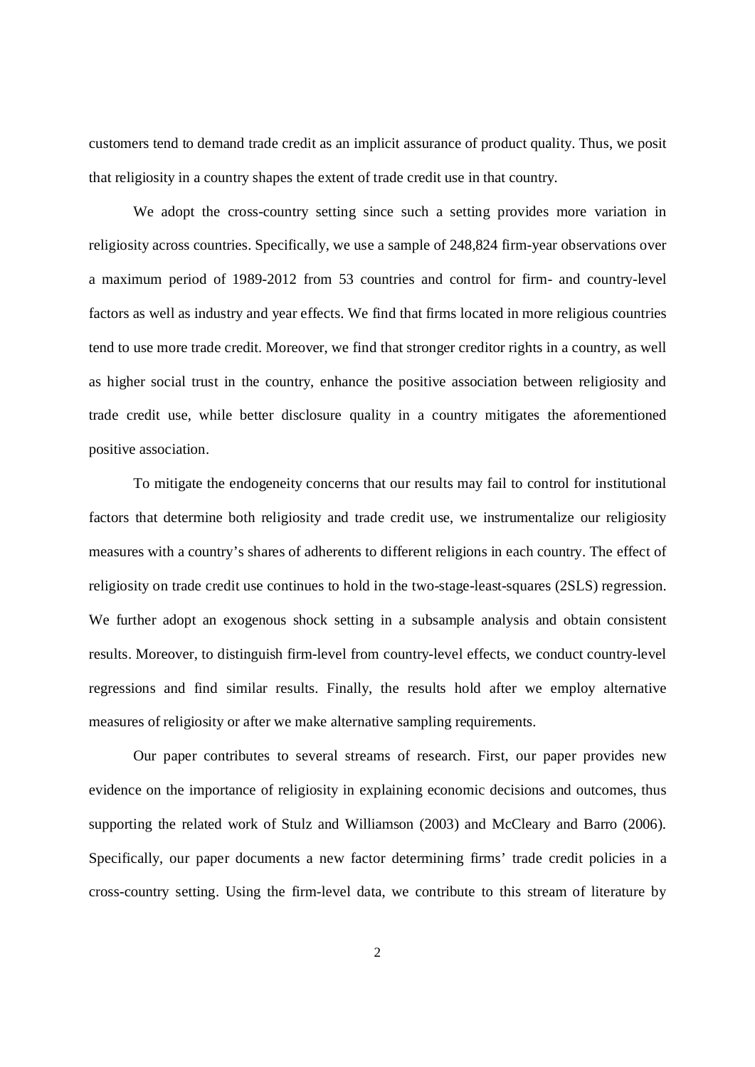customers tend to demand trade credit as an implicit assurance of product quality. Thus, we posit that religiosity in a country shapes the extent of trade credit use in that country.

We adopt the cross-country setting since such a setting provides more variation in religiosity across countries. Specifically, we use a sample of 248,824 firm-year observations over a maximum period of 1989-2012 from 53 countries and control for firm- and country-level factors as well as industry and year effects. We find that firms located in more religious countries tend to use more trade credit. Moreover, we find that stronger creditor rights in a country, as well as higher social trust in the country, enhance the positive association between religiosity and trade credit use, while better disclosure quality in a country mitigates the aforementioned positive association.

To mitigate the endogeneity concerns that our results may fail to control for institutional factors that determine both religiosity and trade credit use, we instrumentalize our religiosity measures with a country's shares of adherents to different religions in each country. The effect of religiosity on trade credit use continues to hold in the two-stage-least-squares (2SLS) regression. We further adopt an exogenous shock setting in a subsample analysis and obtain consistent results. Moreover, to distinguish firm-level from country-level effects, we conduct country-level regressions and find similar results. Finally, the results hold after we employ alternative measures of religiosity or after we make alternative sampling requirements.

Our paper contributes to several streams of research. First, our paper provides new evidence on the importance of religiosity in explaining economic decisions and outcomes, thus supporting the related work of Stulz and Williamson (2003) and McCleary and Barro (2006). Specifically, our paper documents a new factor determining firms' trade credit policies in a cross-country setting. Using the firm-level data, we contribute to this stream of literature by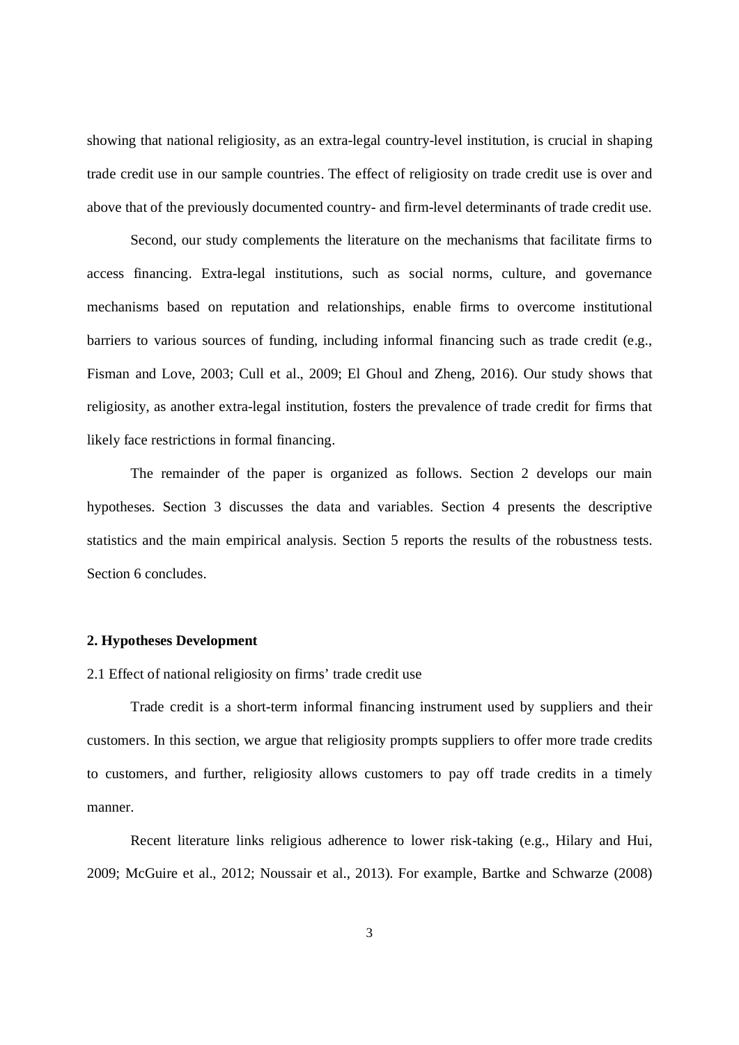showing that national religiosity, as an extra-legal country-level institution, is crucial in shaping trade credit use in our sample countries. The effect of religiosity on trade credit use is over and above that of the previously documented country- and firm-level determinants of trade credit use.

Second, our study complements the literature on the mechanisms that facilitate firms to access financing. Extra-legal institutions, such as social norms, culture, and governance mechanisms based on reputation and relationships, enable firms to overcome institutional barriers to various sources of funding, including informal financing such as trade credit (e.g., Fisman and Love, 2003; Cull et al., 2009; El Ghoul and Zheng, 2016). Our study shows that religiosity, as another extra-legal institution, fosters the prevalence of trade credit for firms that likely face restrictions in formal financing.

The remainder of the paper is organized as follows. Section 2 develops our main hypotheses. Section 3 discusses the data and variables. Section 4 presents the descriptive statistics and the main empirical analysis. Section 5 reports the results of the robustness tests. Section 6 concludes.

## 2. Hypotheses Development

### 2.1 Effect of national religiosity on firms' trade credit use

Trade credit is a short-term informal financing instrument used by suppliers and their customers. In this section, we argue that religiosity prompts suppliers to offer more trade credits to customers, and further, religiosity allows customers to pay off trade credits in a timely manner.

Recent literature links religious adherence to lower risk-taking (e.g., Hilary and Hui, 2009; McGuire et al., 2012; Noussair et al., 2013). For example, Bartke and Schwarze (2008)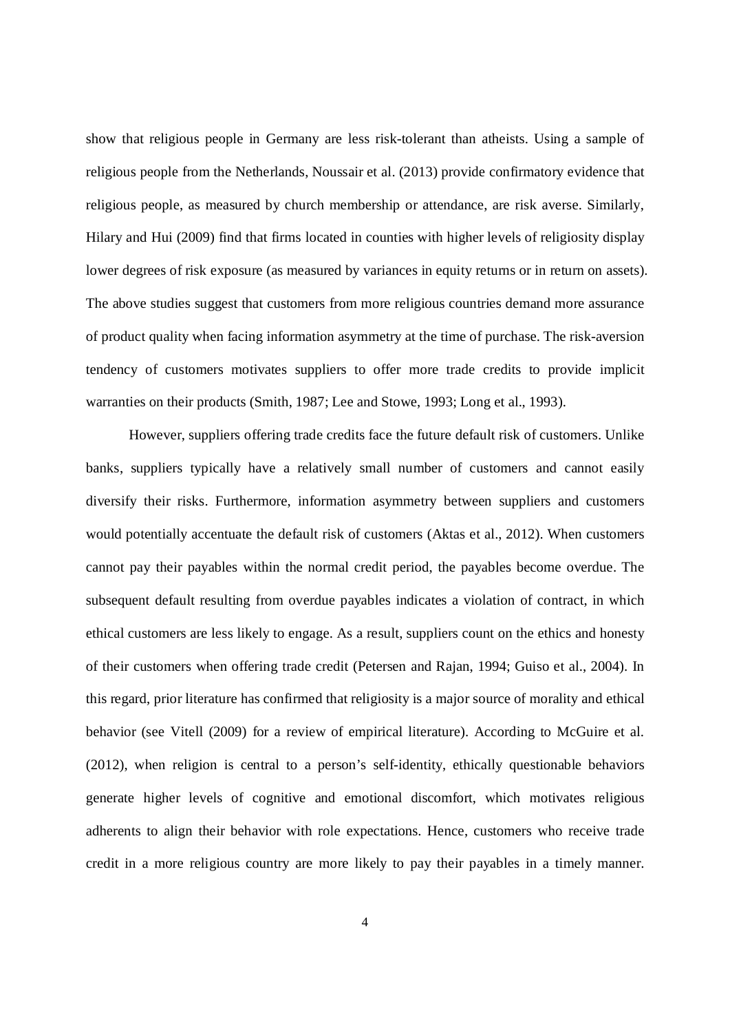show that religious people in Germany are less risk-tolerant than atheists. Using a sample of religious people from the Netherlands, Noussair et al. (2013) provide confirmatory evidence that religious people, as measured by church membership or attendance, are risk averse. Similarly, Hilary and Hui (2009) find that firms located in counties with higher levels of religiosity display lower degrees of risk exposure (as measured by variances in equity returns or in return on assets). The above studies suggest that customers from more religious countries demand more assurance of product quality when facing information asymmetry at the time of purchase. The risk-aversion tendency of customers motivates suppliers to offer more trade credits to provide implicit warranties on their products (Smith, 1987; Lee and Stowe, 1993; Long et al., 1993).

However, suppliers offering trade credits face the future default risk of customers. Unlike banks, suppliers typically have a relatively small number of customers and cannot easily diversify their risks. Furthermore, information asymmetry between suppliers and customers would potentially accentuate the default risk of customers (Aktas et al., 2012). When customers cannot pay their payables within the normal credit period, the payables become overdue. The subsequent default resulting from overdue payables indicates a violation of contract, in which ethical customers are less likely to engage. As a result, suppliers count on the ethics and honesty of their customers when offering trade credit (Petersen and Rajan, 1994; Guiso et al., 2004). In this regard, prior literature has confirmed that religiosity is a major source of morality and ethical behavior (see Vitell (2009) for a review of empirical literature). According to McGuire et al. (2012), when religion is central to a person's self-identity, ethically questionable behaviors generate higher levels of cognitive and emotional discomfort, which motivates religious adherents to align their behavior with role expectations. Hence, customers who receive trade credit in a more religious country are more likely to pay their payables in a timely manner.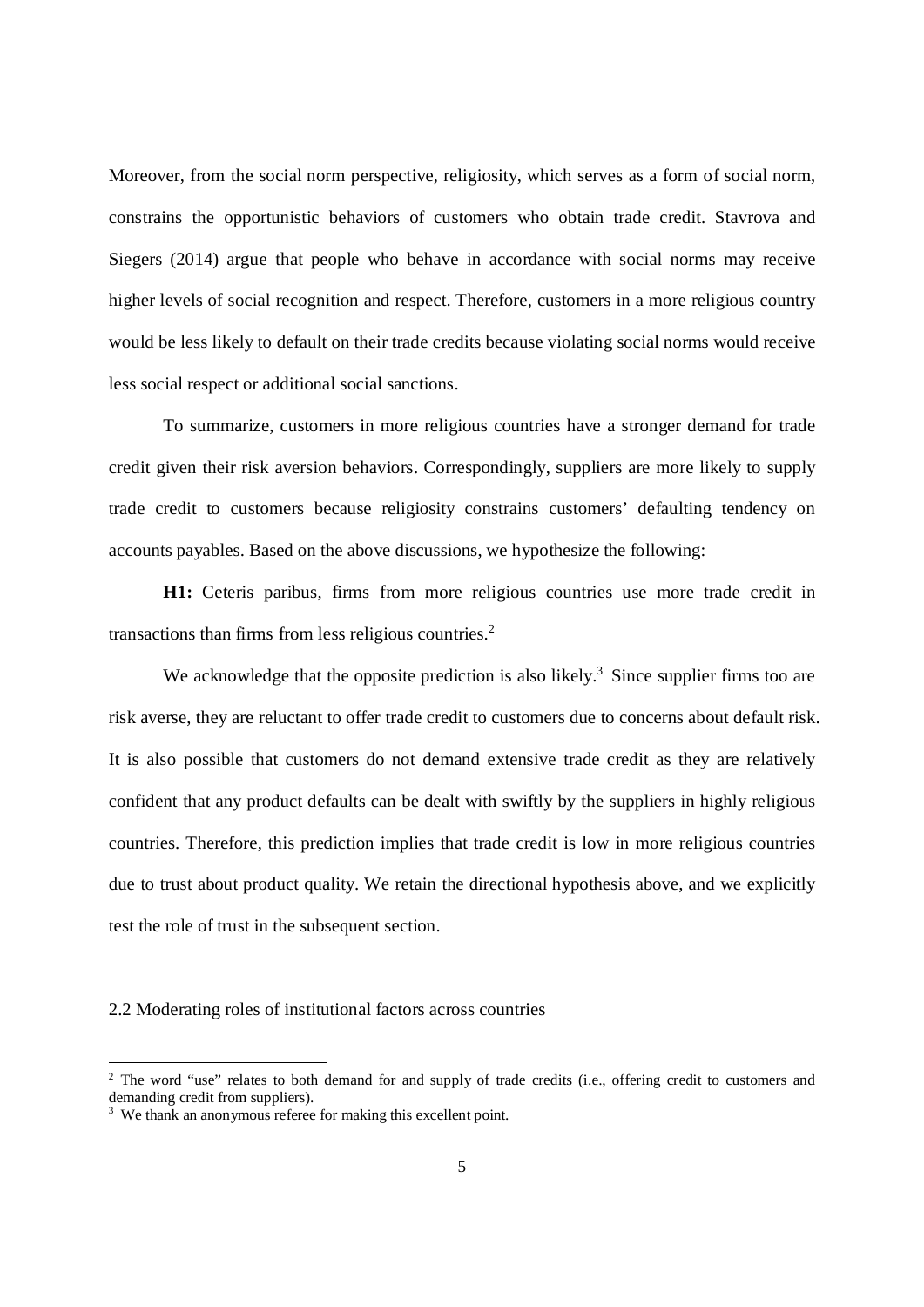Moreover, from the social norm perspective, religiosity, which serves as a form of social norm, constrains the opportunistic behaviors of customers who obtain trade credit. Stavrova and Siegers (2014) argue that people who behave in accordance with social norms may receive higher levels of social recognition and respect. Therefore, customers in a more religious country would be less likely to default on their trade credits because violating social norms would receive less social respect or additional social sanctions.

To summarize, customers in more religious countries have a stronger demand for trade credit given their risk aversion behaviors. Correspondingly, suppliers are more likely to supply trade credit to customers because religiosity constrains customers' defaulting tendency on accounts payables. Based on the above discussions, we hypothesize the following:

**H1:** Ceteris paribus, firms from more religious countries use more trade credit in transactions than firms from less religious countries.[2]

We acknowledge that the opposite prediction is also likely.[3] Since supplier firms too are risk averse, they are reluctant to offer trade credit to customers due to concerns about default risk. It is also possible that customers do not demand extensive trade credit as they are relatively confident that any product defaults can be dealt with swiftly by the suppliers in highly religious countries. Therefore, this prediction implies that trade credit is low in more religious countries due to trust about product quality. We retain the directional hypothesis above, and we explicitly test the role of trust in the subsequent section.

### 2.2 Moderating roles of institutional factors across countries

[2] The word "use" relates to both demand for and supply of trade credits (i.e., offering credit to customers and demanding credit from suppliers).

[3] We thank an anonymous referee for making this excellent point.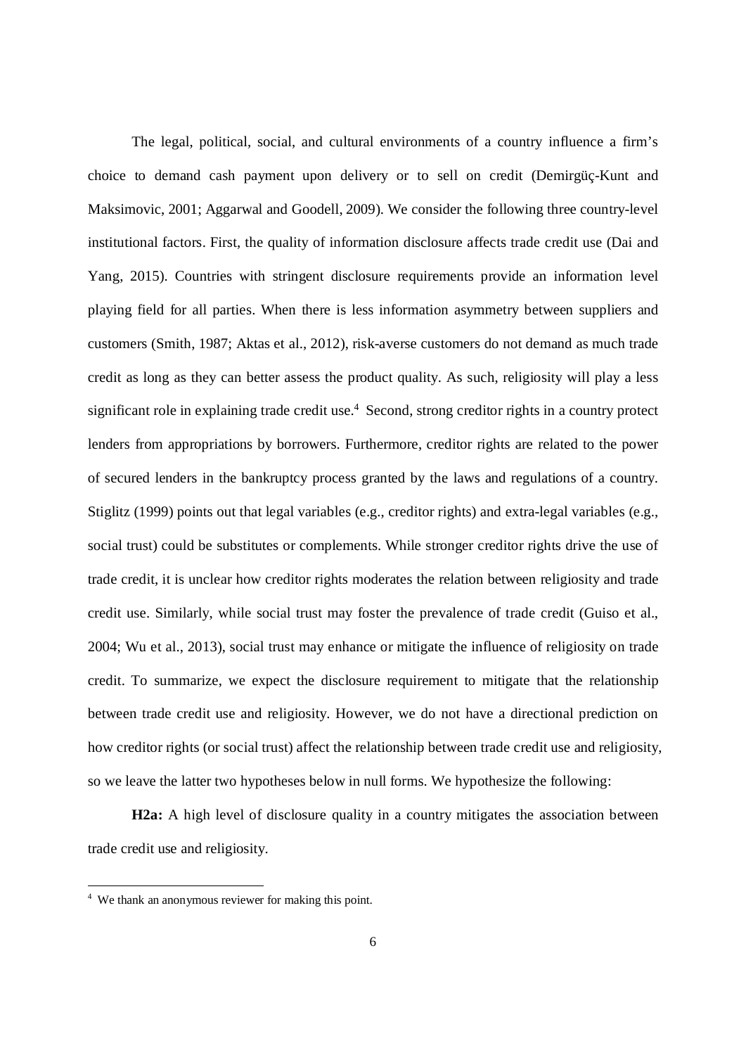The legal, political, social, and cultural environments of a country influence a firm's choice to demand cash payment upon delivery or to sell on credit (Demirgüç-Kunt and Maksimovic, 2001; Aggarwal and Goodell, 2009). We consider the following three country-level institutional factors. First, the quality of information disclosure affects trade credit use (Dai and Yang, 2015). Countries with stringent disclosure requirements provide an information level playing field for all parties. When there is less information asymmetry between suppliers and customers (Smith, 1987; Aktas et al., 2012), risk-averse customers do not demand as much trade credit as long as they can better assess the product quality. As such, religiosity will play a less significant role in explaining trade credit use.[4] Second, strong creditor rights in a country protect lenders from appropriations by borrowers. Furthermore, creditor rights are related to the power of secured lenders in the bankruptcy process granted by the laws and regulations of a country. Stiglitz (1999) points out that legal variables (e.g., creditor rights) and extra-legal variables (e.g., social trust) could be substitutes or complements. While stronger creditor rights drive the use of trade credit, it is unclear how creditor rights moderates the relation between religiosity and trade credit use. Similarly, while social trust may foster the prevalence of trade credit (Guiso et al., 2004; Wu et al., 2013), social trust may enhance or mitigate the influence of religiosity on trade credit. To summarize, we expect the disclosure requirement to mitigate that the relationship between trade credit use and religiosity. However, we do not have a directional prediction on how creditor rights (or social trust) affect the relationship between trade credit use and religiosity, so we leave the latter two hypotheses below in null forms. We hypothesize the following:

**H2a:** A high level of disclosure quality in a country mitigates the association between trade credit use and religiosity.

[4] We thank an anonymous reviewer for making this point.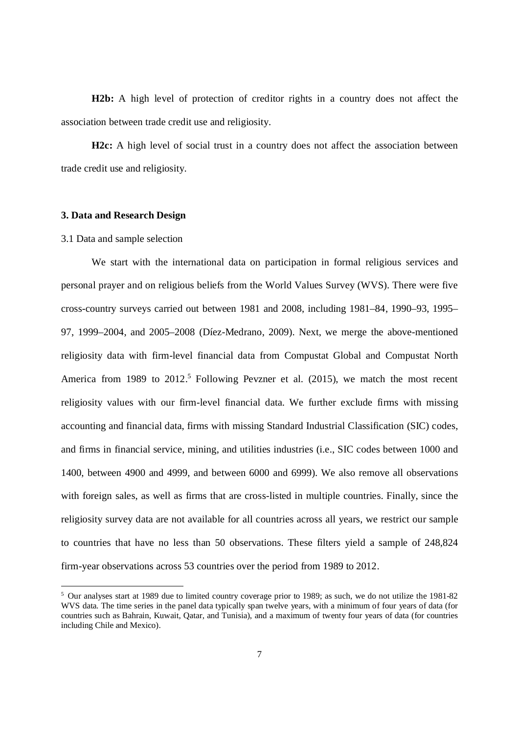**H2b:** A high level of protection of creditor rights in a country does not affect the association between trade credit use and religiosity.

**H2c:** A high level of social trust in a country does not affect the association between trade credit use and religiosity.

### 3. Data and Research Design

3.1 Data and sample selection

We start with the international data on participation in formal religious services and personal prayer and on religious beliefs from the World Values Survey (WVS). There were five cross-country surveys carried out between 1981 and 2008, including 1981–84, 1990–93, 1995–97, 1999–2004, and 2005–2008 (Díez-Medrano, 2009). Next, we merge the above-mentioned religiosity data with firm-level financial data from Compustat Global and Compustat North America from 1989 to 2012.[5] Following Pevzner et al. (2015), we match the most recent religiosity values with our firm-level financial data. We further exclude firms with missing accounting and financial data, firms with missing Standard Industrial Classification (SIC) codes, and firms in financial service, mining, and utilities industries (i.e., SIC codes between 1000 and 1400, between 4900 and 4999, and between 6000 and 6999). We also remove all observations with foreign sales, as well as firms that are cross-listed in multiple countries. Finally, since the religiosity survey data are not available for all countries across all years, we restrict our sample to countries that have no less than 50 observations. These filters yield a sample of 248,824 firm-year observations across 53 countries over the period from 1989 to 2012.

[5] Our analyses start at 1989 due to limited country coverage prior to 1989; as such, we do not utilize the 1981-82 WVS data. The time series in the panel data typically span twelve years, with a minimum of four years of data (for countries such as Bahrain, Kuwait, Qatar, and Tunisia), and a maximum of twenty four years of data (for countries including Chile and Mexico).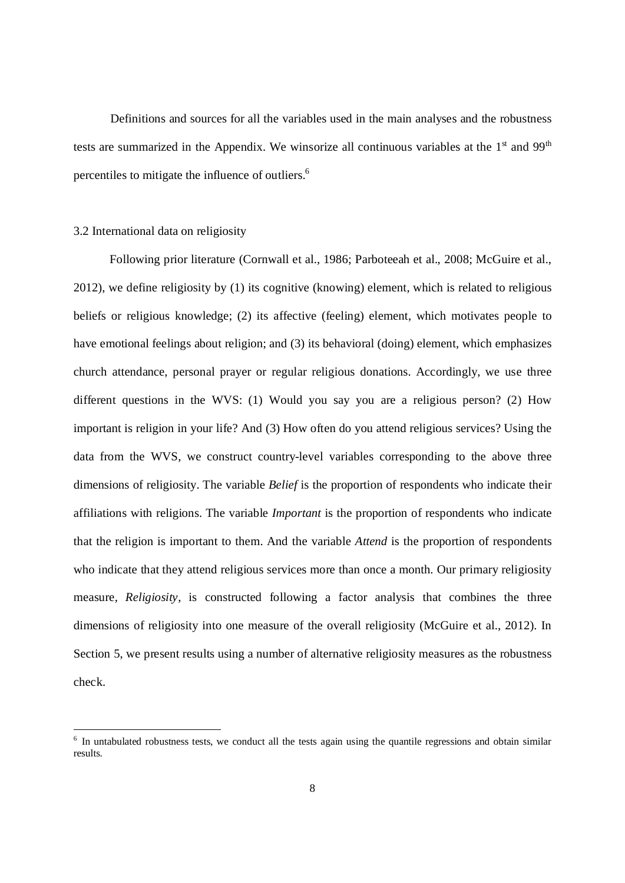Definitions and sources for all the variables used in the main analyses and the robustness tests are summarized in the Appendix. We winsorize all continuous variables at the 1st and 99th percentiles to mitigate the influence of outliers.[6]

### 3.2 International data on religiosity

Following prior literature (Cornwall et al., 1986; Parboteeah et al., 2008; McGuire et al., 2012), we define religiosity by (1) its cognitive (knowing) element, which is related to religious beliefs or religious knowledge; (2) its affective (feeling) element, which motivates people to have emotional feelings about religion; and (3) its behavioral (doing) element, which emphasizes church attendance, personal prayer or regular religious donations. Accordingly, we use three different questions in the WVS: (1) Would you say you are a religious person? (2) How important is religion in your life? And (3) How often do you attend religious services? Using the data from the WVS, we construct country-level variables corresponding to the above three dimensions of religiosity. The variable *Belief* is the proportion of respondents who indicate their affiliations with religions. The variable *Important* is the proportion of respondents who indicate that the religion is important to them. And the variable *Attend* is the proportion of respondents who indicate that they attend religious services more than once a month. Our primary religiosity measure, *Religiosity*, is constructed following a factor analysis that combines the three dimensions of religiosity into one measure of the overall religiosity (McGuire et al., 2012). In Section 5, we present results using a number of alternative religiosity measures as the robustness check.

[6] In untabulated robustness tests, we conduct all the tests again using the quantile regressions and obtain similar results.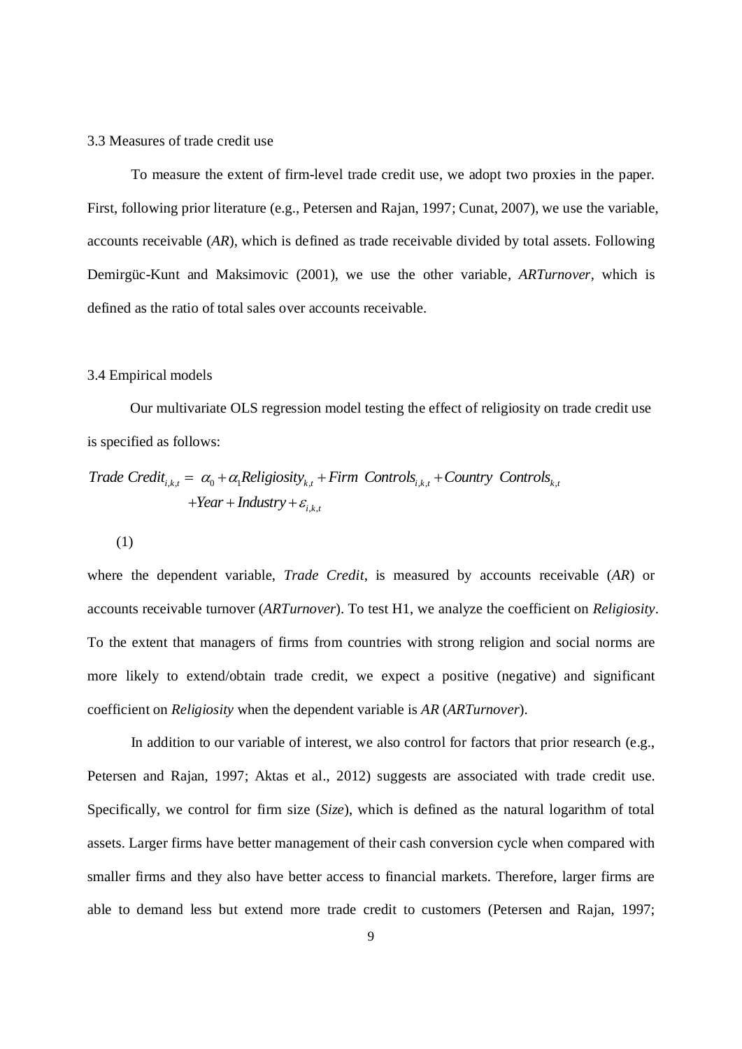### 3.3 Measures of trade credit use

To measure the extent of firm-level trade credit use, we adopt two proxies in the paper. First, following prior literature (e.g., Petersen and Rajan, 1997; Cunat, 2007), we use the variable, accounts receivable (*AR*), which is defined as trade receivable divided by total assets. Following Demirgüc-Kunt and Maksimovic (2001), we use the other variable, *ARTurnover*, which is defined as the ratio of total sales over accounts receivable.

### 3.4 Empirical models

Our multivariate OLS regression model testing the effect of religiosity on trade credit use is specified as follows:

$$
\begin{aligned}
Trade\ Credit_{i,k,t} = {} & \alpha_0 + \alpha_1 Religiosity_{k,t} + Firm\ \ Controls_{i,k,t} + Country\ \ Controls_{k,t} \\
& + Year + Industry + \varepsilon_{i,k,t}
\end{aligned}
\tag{1}
$$

where the dependent variable, *Trade Credit*, is measured by accounts receivable (*AR*) or accounts receivable turnover (*ARTurnover*). To test H1, we analyze the coefficient on *Religiosity*. To the extent that managers of firms from countries with strong religion and social norms are more likely to extend/obtain trade credit, we expect a positive (negative) and significant coefficient on *Religiosity* when the dependent variable is *AR* (*ARTurnover*).

In addition to our variable of interest, we also control for factors that prior research (e.g., Petersen and Rajan, 1997; Aktas et al., 2012) suggests are associated with trade credit use. Specifically, we control for firm size (*Size*), which is defined as the natural logarithm of total assets. Larger firms have better management of their cash conversion cycle when compared with smaller firms and they also have better access to financial markets. Therefore, larger firms are able to demand less but extend more trade credit to customers (Petersen and Rajan, 1997;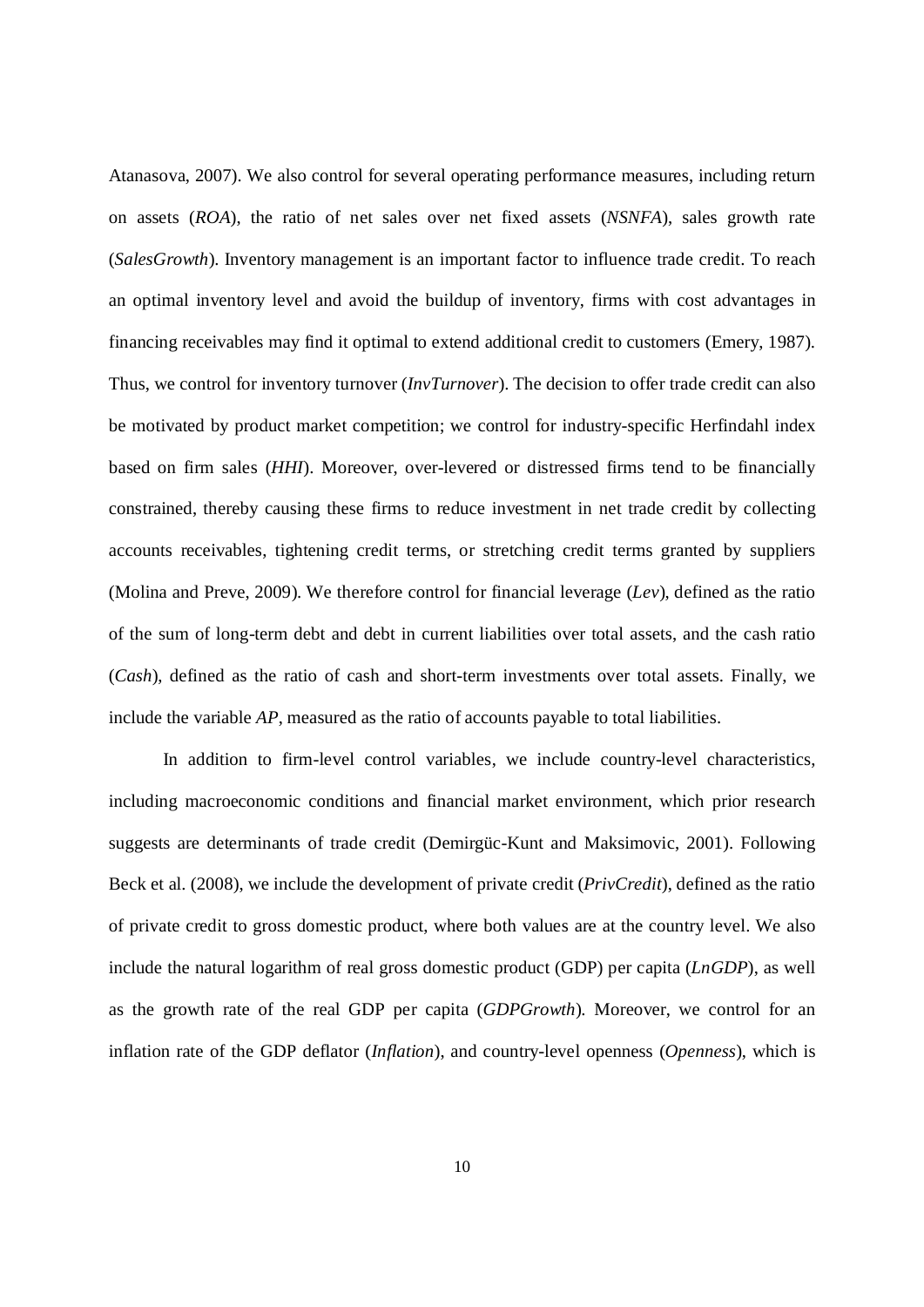Atanasova, 2007). We also control for several operating performance measures, including return on assets (*ROA*), the ratio of net sales over net fixed assets (*NSNFA*), sales growth rate (*SalesGrowth*). Inventory management is an important factor to influence trade credit. To reach an optimal inventory level and avoid the buildup of inventory, firms with cost advantages in financing receivables may find it optimal to extend additional credit to customers (Emery, 1987). Thus, we control for inventory turnover (*InvTurnover*). The decision to offer trade credit can also be motivated by product market competition; we control for industry-specific Herfindahl index based on firm sales (*HHI*). Moreover, over-levered or distressed firms tend to be financially constrained, thereby causing these firms to reduce investment in net trade credit by collecting accounts receivables, tightening credit terms, or stretching credit terms granted by suppliers (Molina and Preve, 2009). We therefore control for financial leverage (*Lev*), defined as the ratio of the sum of long-term debt and debt in current liabilities over total assets, and the cash ratio (*Cash*), defined as the ratio of cash and short-term investments over total assets. Finally, we include the variable *AP*, measured as the ratio of accounts payable to total liabilities.

In addition to firm-level control variables, we include country-level characteristics, including macroeconomic conditions and financial market environment, which prior research suggests are determinants of trade credit (Demirgüc-Kunt and Maksimovic, 2001). Following Beck et al. (2008), we include the development of private credit (*PrivCredit*), defined as the ratio of private credit to gross domestic product, where both values are at the country level. We also include the natural logarithm of real gross domestic product (GDP) per capita (*LnGDP*), as well as the growth rate of the real GDP per capita (*GDPGrowth*). Moreover, we control for an inflation rate of the GDP deflator (*Inflation*), and country-level openness (*Openness*), which is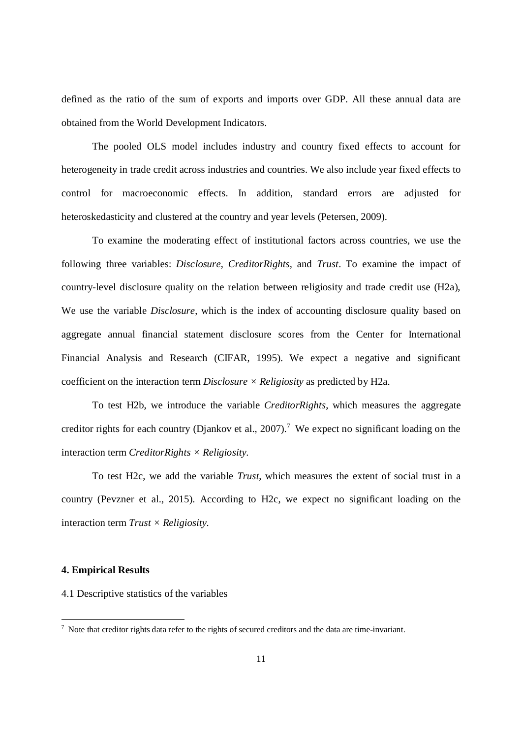defined as the ratio of the sum of exports and imports over GDP. All these annual data are obtained from the World Development Indicators.

The pooled OLS model includes industry and country fixed effects to account for heterogeneity in trade credit across industries and countries. We also include year fixed effects to control for macroeconomic effects. In addition, standard errors are adjusted for heteroskedasticity and clustered at the country and year levels (Petersen, 2009).

To examine the moderating effect of institutional factors across countries, we use the following three variables: *Disclosure*, *CreditorRights*, and *Trust*. To examine the impact of country-level disclosure quality on the relation between religiosity and trade credit use (H2a), We use the variable *Disclosure*, which is the index of accounting disclosure quality based on aggregate annual financial statement disclosure scores from the Center for International Financial Analysis and Research (CIFAR, 1995). We expect a negative and significant coefficient on the interaction term *Disclosure* × *Religiosity* as predicted by H2a.

To test H2b, we introduce the variable *CreditorRights*, which measures the aggregate creditor rights for each country (Djankov et al., 2007).[7] We expect no significant loading on the interaction term *CreditorRights* × *Religiosity*.

To test H2c, we add the variable *Trust*, which measures the extent of social trust in a country (Pevzner et al., 2015). According to H2c, we expect no significant loading on the interaction term *Trust* × *Religiosity*.

## 4. Empirical Results

### 4.1 Descriptive statistics of the variables

[7] Note that creditor rights data refer to the rights of secured creditors and the data are time-invariant.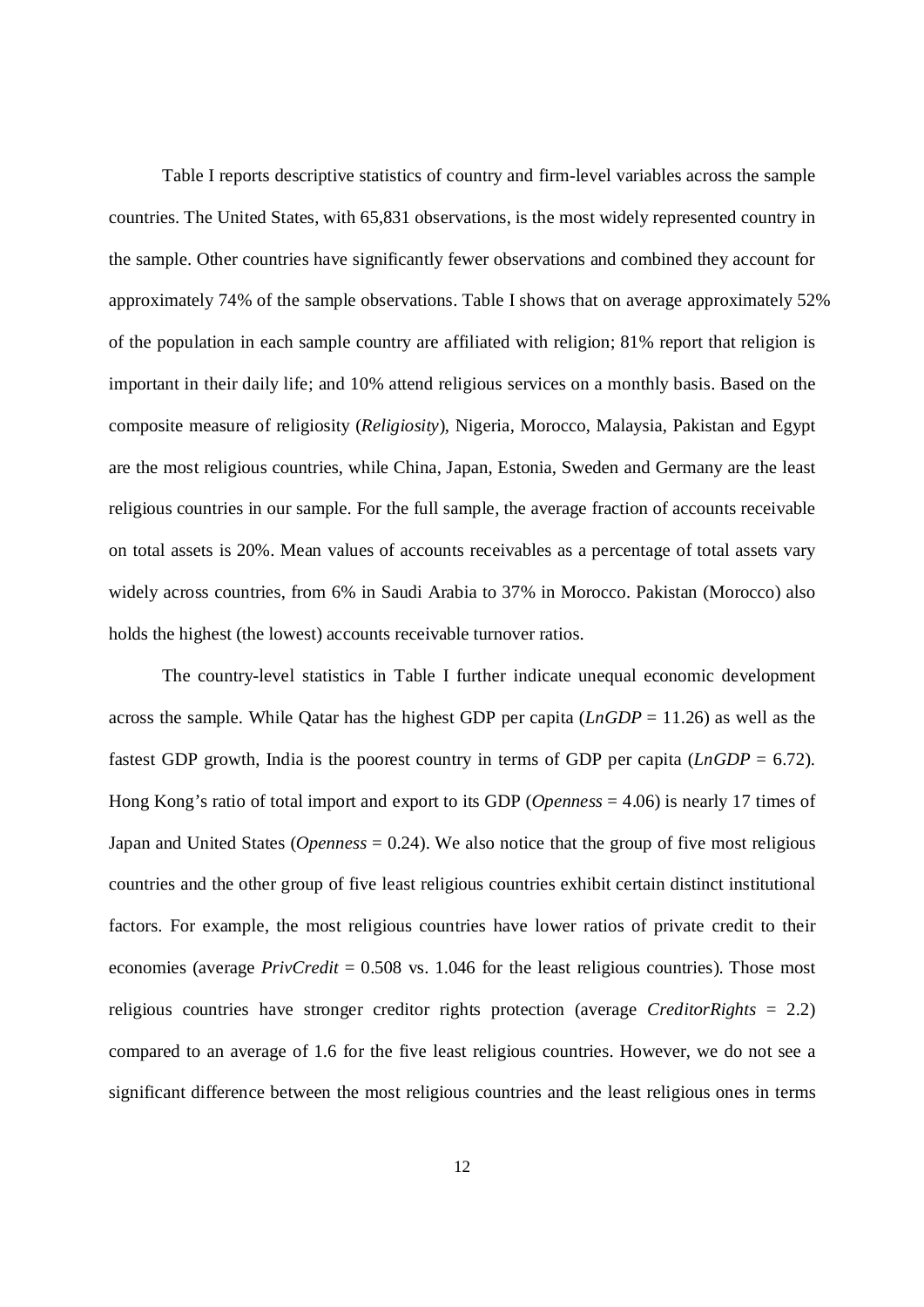Table I reports descriptive statistics of country and firm-level variables across the sample countries. The United States, with 65,831 observations, is the most widely represented country in the sample. Other countries have significantly fewer observations and combined they account for approximately 74% of the sample observations. Table I shows that on average approximately 52% of the population in each sample country are affiliated with religion; 81% report that religion is important in their daily life; and 10% attend religious services on a monthly basis. Based on the composite measure of religiosity (*Religiosity*), Nigeria, Morocco, Malaysia, Pakistan and Egypt are the most religious countries, while China, Japan, Estonia, Sweden and Germany are the least religious countries in our sample. For the full sample, the average fraction of accounts receivable on total assets is 20%. Mean values of accounts receivables as a percentage of total assets vary widely across countries, from 6% in Saudi Arabia to 37% in Morocco. Pakistan (Morocco) also holds the highest (the lowest) accounts receivable turnover ratios.

The country-level statistics in Table I further indicate unequal economic development across the sample. While Qatar has the highest GDP per capita (*LnGDP* = 11.26) as well as the fastest GDP growth, India is the poorest country in terms of GDP per capita (*LnGDP* = 6.72). Hong Kong's ratio of total import and export to its GDP (*Openness* = 4.06) is nearly 17 times of Japan and United States (*Openness* = 0.24). We also notice that the group of five most religious countries and the other group of five least religious countries exhibit certain distinct institutional factors. For example, the most religious countries have lower ratios of private credit to their economies (average *PrivCredit* = 0.508 vs. 1.046 for the least religious countries). Those most religious countries have stronger creditor rights protection (average *CreditorRights* = 2.2) compared to an average of 1.6 for the five least religious countries. However, we do not see a significant difference between the most religious countries and the least religious ones in terms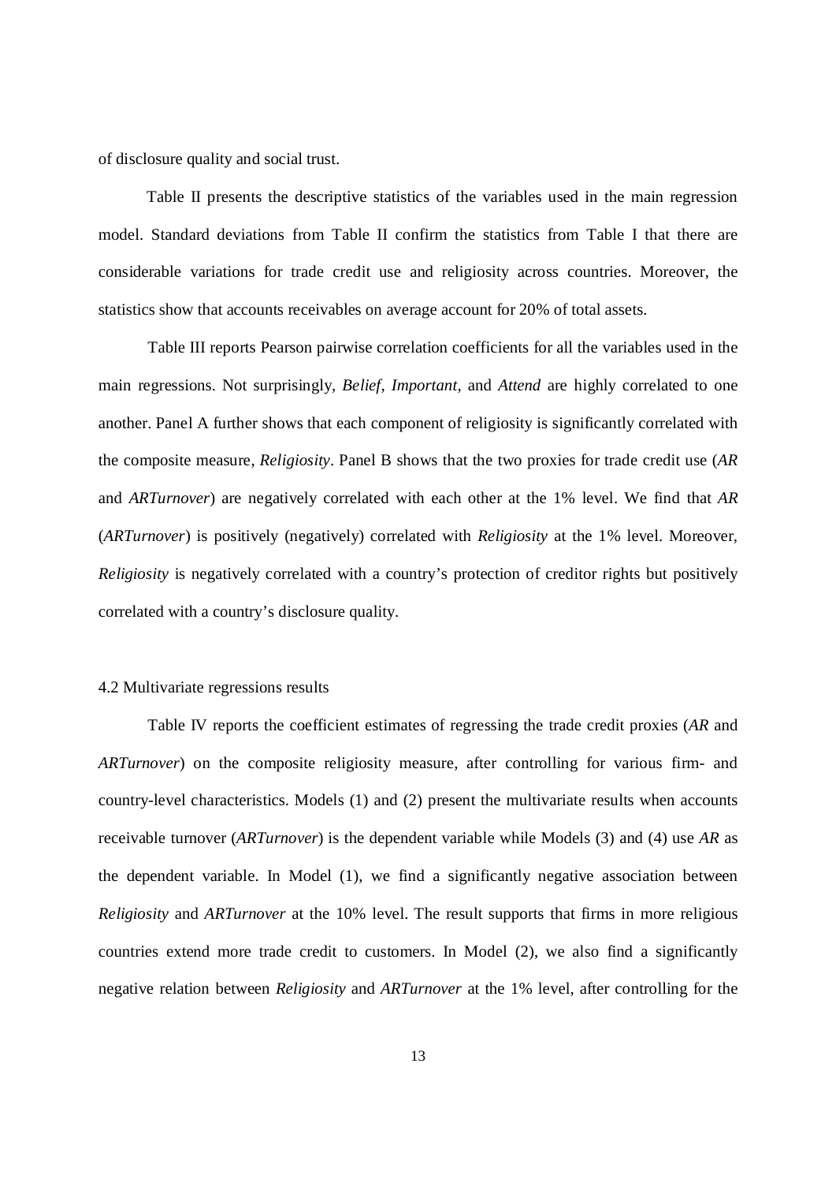of disclosure quality and social trust.

Table II presents the descriptive statistics of the variables used in the main regression model. Standard deviations from Table II confirm the statistics from Table I that there are considerable variations for trade credit use and religiosity across countries. Moreover, the statistics show that accounts receivables on average account for 20% of total assets.

Table III reports Pearson pairwise correlation coefficients for all the variables used in the main regressions. Not surprisingly, *Belief*, *Important*, and *Attend* are highly correlated to one another. Panel A further shows that each component of religiosity is significantly correlated with the composite measure, *Religiosity*. Panel B shows that the two proxies for trade credit use (*AR* and *ARTurnover*) are negatively correlated with each other at the 1% level. We find that *AR* (*ARTurnover*) is positively (negatively) correlated with *Religiosity* at the 1% level. Moreover, *Religiosity* is negatively correlated with a country's protection of creditor rights but positively correlated with a country's disclosure quality.

### 4.2 Multivariate regressions results

Table IV reports the coefficient estimates of regressing the trade credit proxies (*AR* and *ARTurnover*) on the composite religiosity measure, after controlling for various firm- and country-level characteristics. Models (1) and (2) present the multivariate results when accounts receivable turnover (*ARTurnover*) is the dependent variable while Models (3) and (4) use *AR* as the dependent variable. In Model (1), we find a significantly negative association between *Religiosity* and *ARTurnover* at the 10% level. The result supports that firms in more religious countries extend more trade credit to customers. In Model (2), we also find a significantly negative relation between *Religiosity* and *ARTurnover* at the 1% level, after controlling for the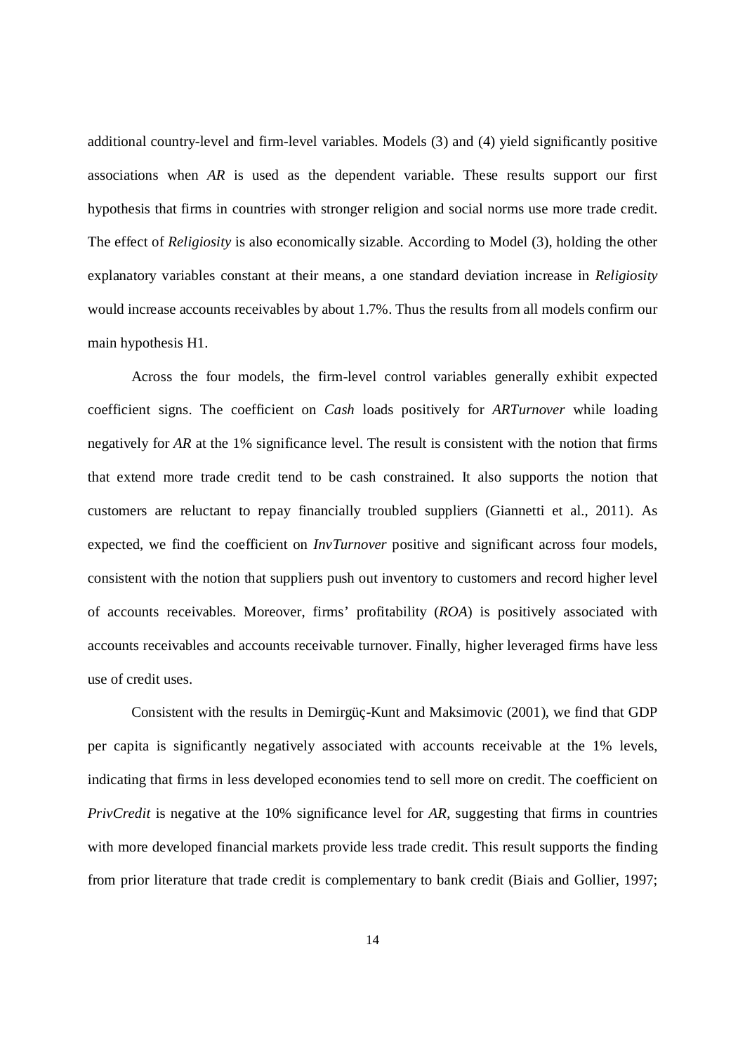additional country-level and firm-level variables. Models (3) and (4) yield significantly positive associations when *AR* is used as the dependent variable. These results support our first hypothesis that firms in countries with stronger religion and social norms use more trade credit. The effect of *Religiosity* is also economically sizable. According to Model (3), holding the other explanatory variables constant at their means, a one standard deviation increase in *Religiosity* would increase accounts receivables by about 1.7%. Thus the results from all models confirm our main hypothesis H1.

Across the four models, the firm-level control variables generally exhibit expected coefficient signs. The coefficient on *Cash* loads positively for *ARTurnover* while loading negatively for *AR* at the 1% significance level. The result is consistent with the notion that firms that extend more trade credit tend to be cash constrained. It also supports the notion that customers are reluctant to repay financially troubled suppliers (Giannetti et al., 2011). As expected, we find the coefficient on *InvTurnover* positive and significant across four models, consistent with the notion that suppliers push out inventory to customers and record higher level of accounts receivables. Moreover, firms' profitability (*ROA*) is positively associated with accounts receivables and accounts receivable turnover. Finally, higher leveraged firms have less use of credit uses.

Consistent with the results in Demirgüç-Kunt and Maksimovic (2001), we find that GDP per capita is significantly negatively associated with accounts receivable at the 1% levels, indicating that firms in less developed economies tend to sell more on credit. The coefficient on *PrivCredit* is negative at the 10% significance level for *AR*, suggesting that firms in countries with more developed financial markets provide less trade credit. This result supports the finding from prior literature that trade credit is complementary to bank credit (Biais and Gollier, 1997;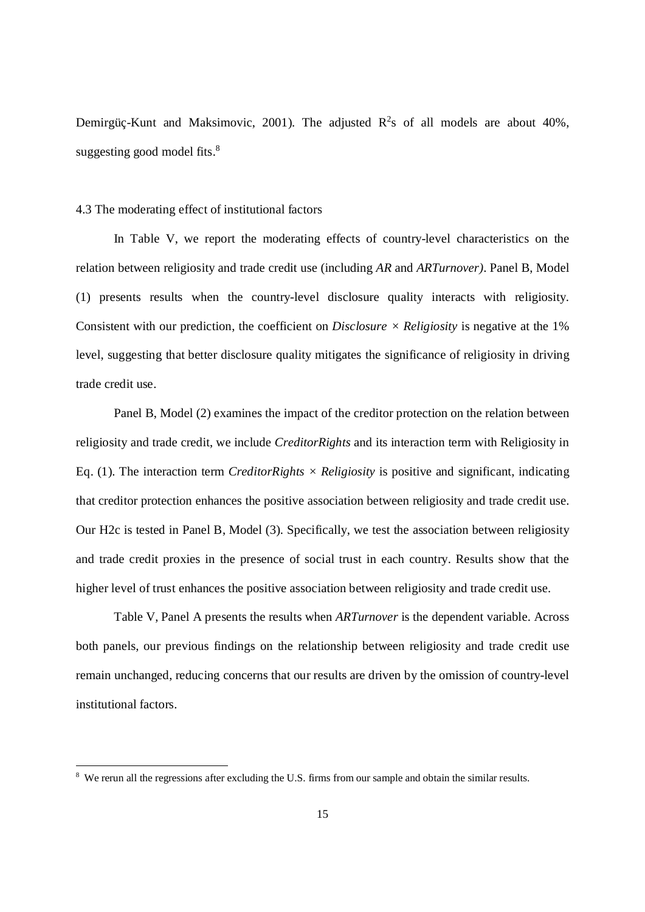Demirgüç-Kunt and Maksimovic, 2001). The adjusted $R^2$s of all models are about 40%, suggesting good model fits.[8]

### 4.3 The moderating effect of institutional factors

In Table V, we report the moderating effects of country-level characteristics on the relation between religiosity and trade credit use (including *AR* and *ARTurnover)*. Panel B, Model (1) presents results when the country-level disclosure quality interacts with religiosity. Consistent with our prediction, the coefficient on *Disclosure × Religiosity* is negative at the 1% level, suggesting that better disclosure quality mitigates the significance of religiosity in driving trade credit use.

Panel B, Model (2) examines the impact of the creditor protection on the relation between religiosity and trade credit, we include *CreditorRights* and its interaction term with Religiosity in Eq. (1). The interaction term *CreditorRights × Religiosity* is positive and significant, indicating that creditor protection enhances the positive association between religiosity and trade credit use. Our H2c is tested in Panel B, Model (3). Specifically, we test the association between religiosity and trade credit proxies in the presence of social trust in each country. Results show that the higher level of trust enhances the positive association between religiosity and trade credit use.

Table V, Panel A presents the results when *ARTurnover* is the dependent variable. Across both panels, our previous findings on the relationship between religiosity and trade credit use remain unchanged, reducing concerns that our results are driven by the omission of country-level institutional factors.

[8] We rerun all the regressions after excluding the U.S. firms from our sample and obtain the similar results.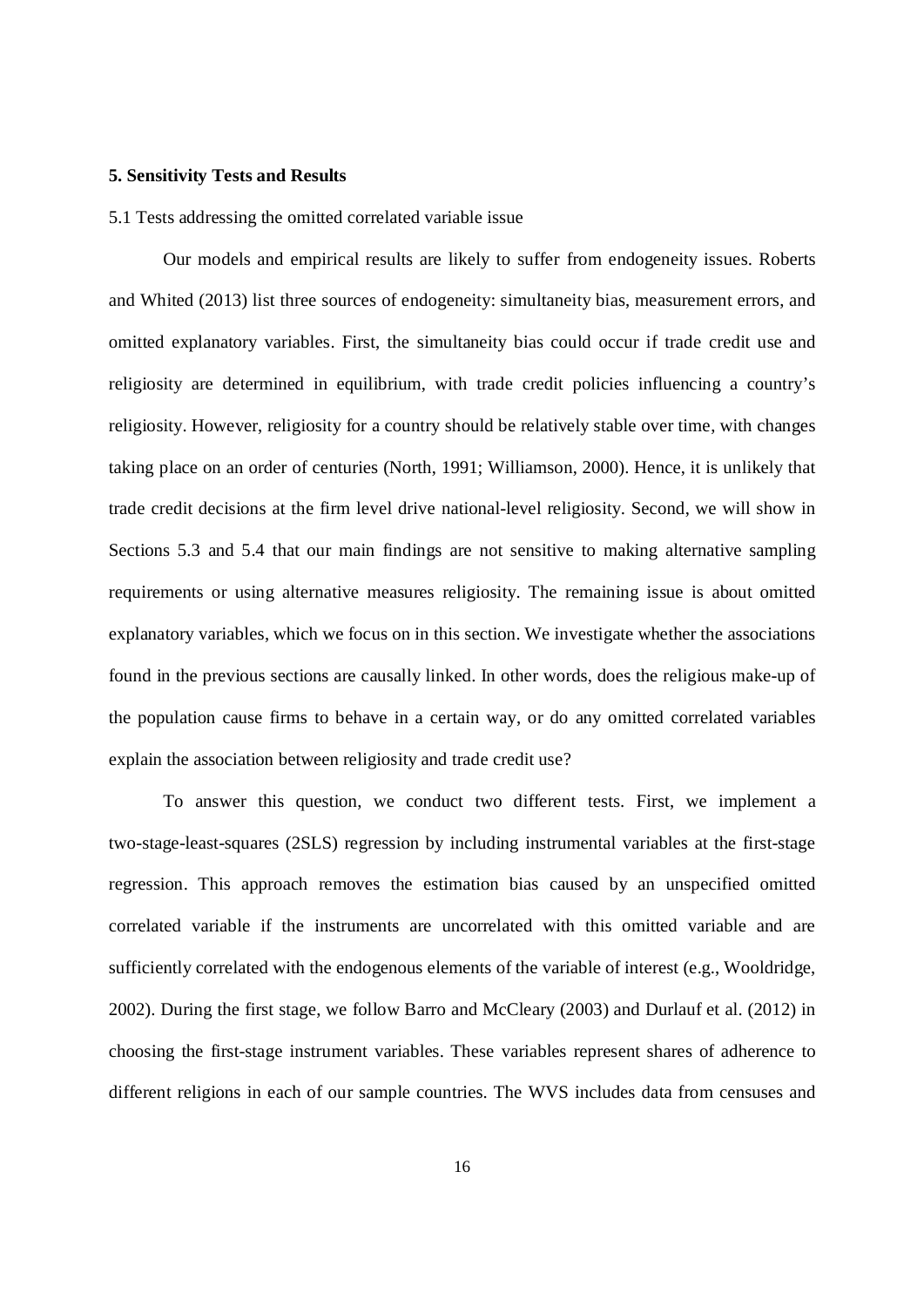## 5. Sensitivity Tests and Results

5.1 Tests addressing the omitted correlated variable issue

Our models and empirical results are likely to suffer from endogeneity issues. Roberts and Whited (2013) list three sources of endogeneity: simultaneity bias, measurement errors, and omitted explanatory variables. First, the simultaneity bias could occur if trade credit use and religiosity are determined in equilibrium, with trade credit policies influencing a country's religiosity. However, religiosity for a country should be relatively stable over time, with changes taking place on an order of centuries (North, 1991; Williamson, 2000). Hence, it is unlikely that trade credit decisions at the firm level drive national-level religiosity. Second, we will show in Sections 5.3 and 5.4 that our main findings are not sensitive to making alternative sampling requirements or using alternative measures religiosity. The remaining issue is about omitted explanatory variables, which we focus on in this section. We investigate whether the associations found in the previous sections are causally linked. In other words, does the religious make-up of the population cause firms to behave in a certain way, or do any omitted correlated variables explain the association between religiosity and trade credit use?

To answer this question, we conduct two different tests. First, we implement a two-stage-least-squares (2SLS) regression by including instrumental variables at the first-stage regression. This approach removes the estimation bias caused by an unspecified omitted correlated variable if the instruments are uncorrelated with this omitted variable and are sufficiently correlated with the endogenous elements of the variable of interest (e.g., Wooldridge, 2002). During the first stage, we follow Barro and McCleary (2003) and Durlauf et al. (2012) in choosing the first-stage instrument variables. These variables represent shares of adherence to different religions in each of our sample countries. The WVS includes data from censuses and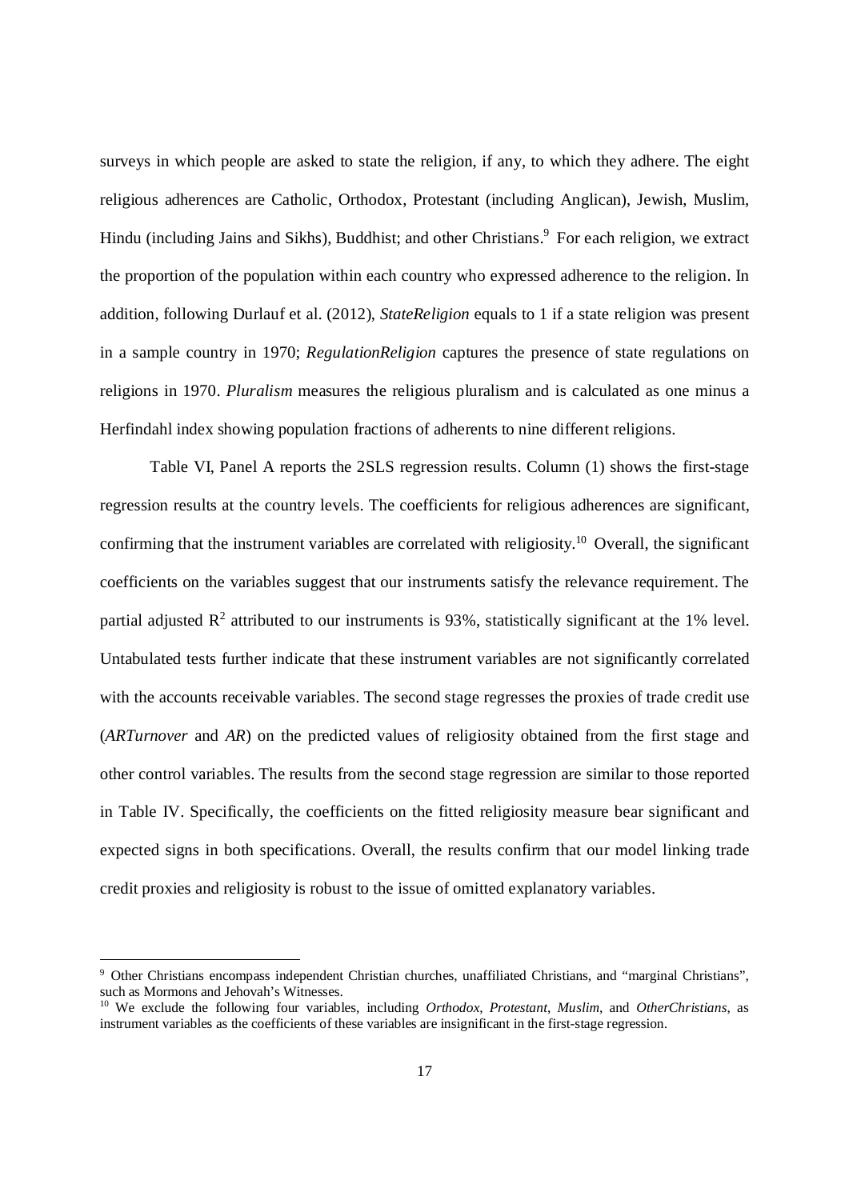surveys in which people are asked to state the religion, if any, to which they adhere. The eight religious adherences are Catholic, Orthodox, Protestant (including Anglican), Jewish, Muslim, Hindu (including Jains and Sikhs), Buddhist; and other Christians.[9] For each religion, we extract the proportion of the population within each country who expressed adherence to the religion. In addition, following Durlauf et al. (2012), *StateReligion* equals to 1 if a state religion was present in a sample country in 1970; *RegulationReligion* captures the presence of state regulations on religions in 1970. *Pluralism* measures the religious pluralism and is calculated as one minus a Herfindahl index showing population fractions of adherents to nine different religions.

Table VI, Panel A reports the 2SLS regression results. Column (1) shows the first-stage regression results at the country levels. The coefficients for religious adherences are significant, confirming that the instrument variables are correlated with religiosity.[10] Overall, the significant coefficients on the variables suggest that our instruments satisfy the relevance requirement. The partial adjusted $R^2$ attributed to our instruments is 93%, statistically significant at the 1% level. Untabulated tests further indicate that these instrument variables are not significantly correlated with the accounts receivable variables. The second stage regresses the proxies of trade credit use (*ARTurnover* and *AR*) on the predicted values of religiosity obtained from the first stage and other control variables. The results from the second stage regression are similar to those reported in Table IV. Specifically, the coefficients on the fitted religiosity measure bear significant and expected signs in both specifications. Overall, the results confirm that our model linking trade credit proxies and religiosity is robust to the issue of omitted explanatory variables.

---

[9] Other Christians encompass independent Christian churches, unaffiliated Christians, and "marginal Christians", such as Mormons and Jehovah's Witnesses.

[10] We exclude the following four variables, including *Orthodox*, *Protestant*, *Muslim*, and *OtherChristians*, as instrument variables as the coefficients of these variables are insignificant in the first-stage regression.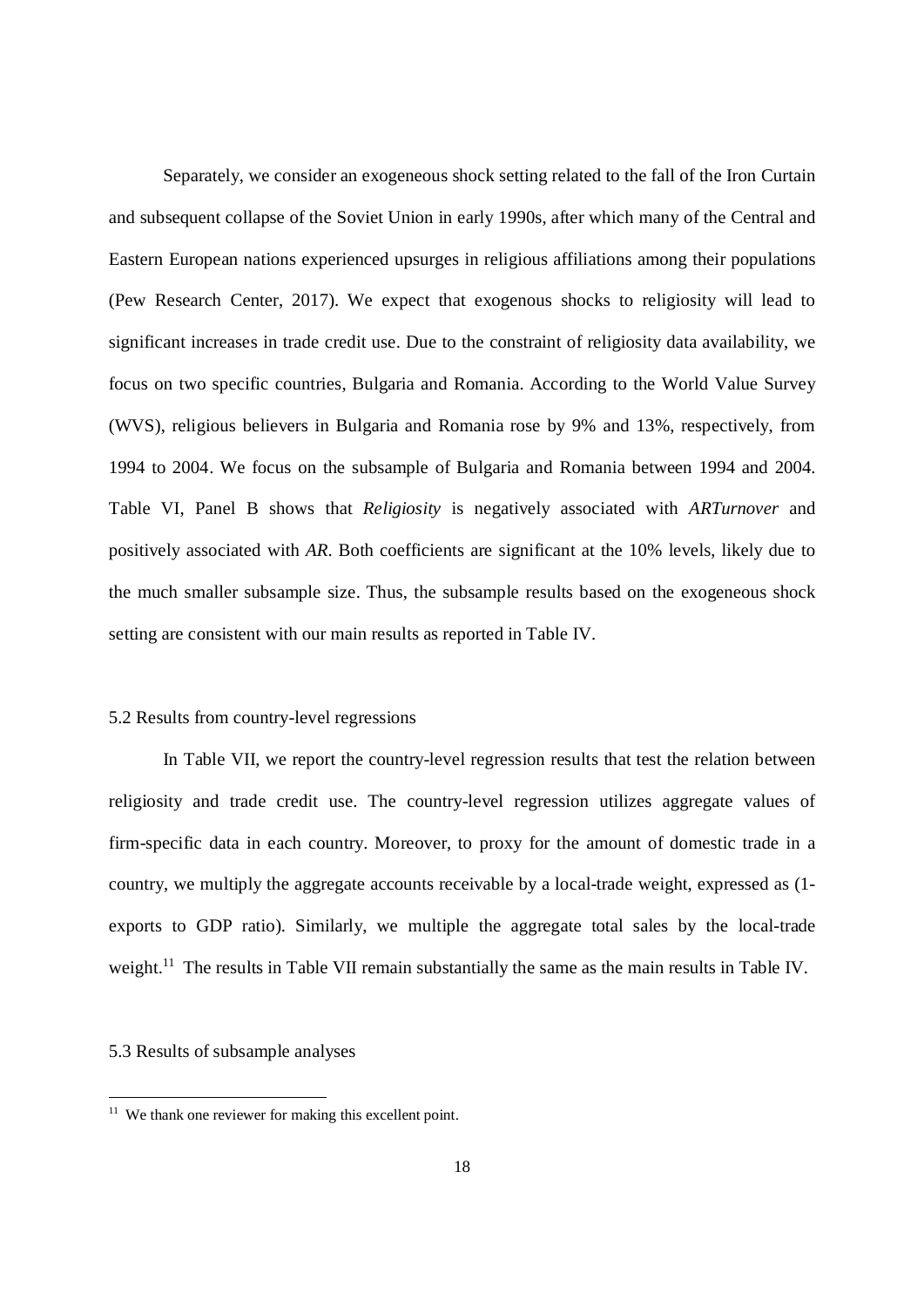Separately, we consider an exogeneous shock setting related to the fall of the Iron Curtain and subsequent collapse of the Soviet Union in early 1990s, after which many of the Central and Eastern European nations experienced upsurges in religious affiliations among their populations (Pew Research Center, 2017). We expect that exogenous shocks to religiosity will lead to significant increases in trade credit use. Due to the constraint of religiosity data availability, we focus on two specific countries, Bulgaria and Romania. According to the World Value Survey (WVS), religious believers in Bulgaria and Romania rose by 9% and 13%, respectively, from 1994 to 2004. We focus on the subsample of Bulgaria and Romania between 1994 and 2004. Table VI, Panel B shows that *Religiosity* is negatively associated with *ARTurnover* and positively associated with *AR*. Both coefficients are significant at the 10% levels, likely due to the much smaller subsample size. Thus, the subsample results based on the exogeneous shock setting are consistent with our main results as reported in Table IV.

## 5.2 Results from country-level regressions

In Table VII, we report the country-level regression results that test the relation between religiosity and trade credit use. The country-level regression utilizes aggregate values of firm-specific data in each country. Moreover, to proxy for the amount of domestic trade in a country, we multiply the aggregate accounts receivable by a local-trade weight, expressed as (1-exports to GDP ratio). Similarly, we multiple the aggregate total sales by the local-trade weight.[11] The results in Table VII remain substantially the same as the main results in Table IV.

## 5.3 Results of subsample analyses

[11] We thank one reviewer for making this excellent point.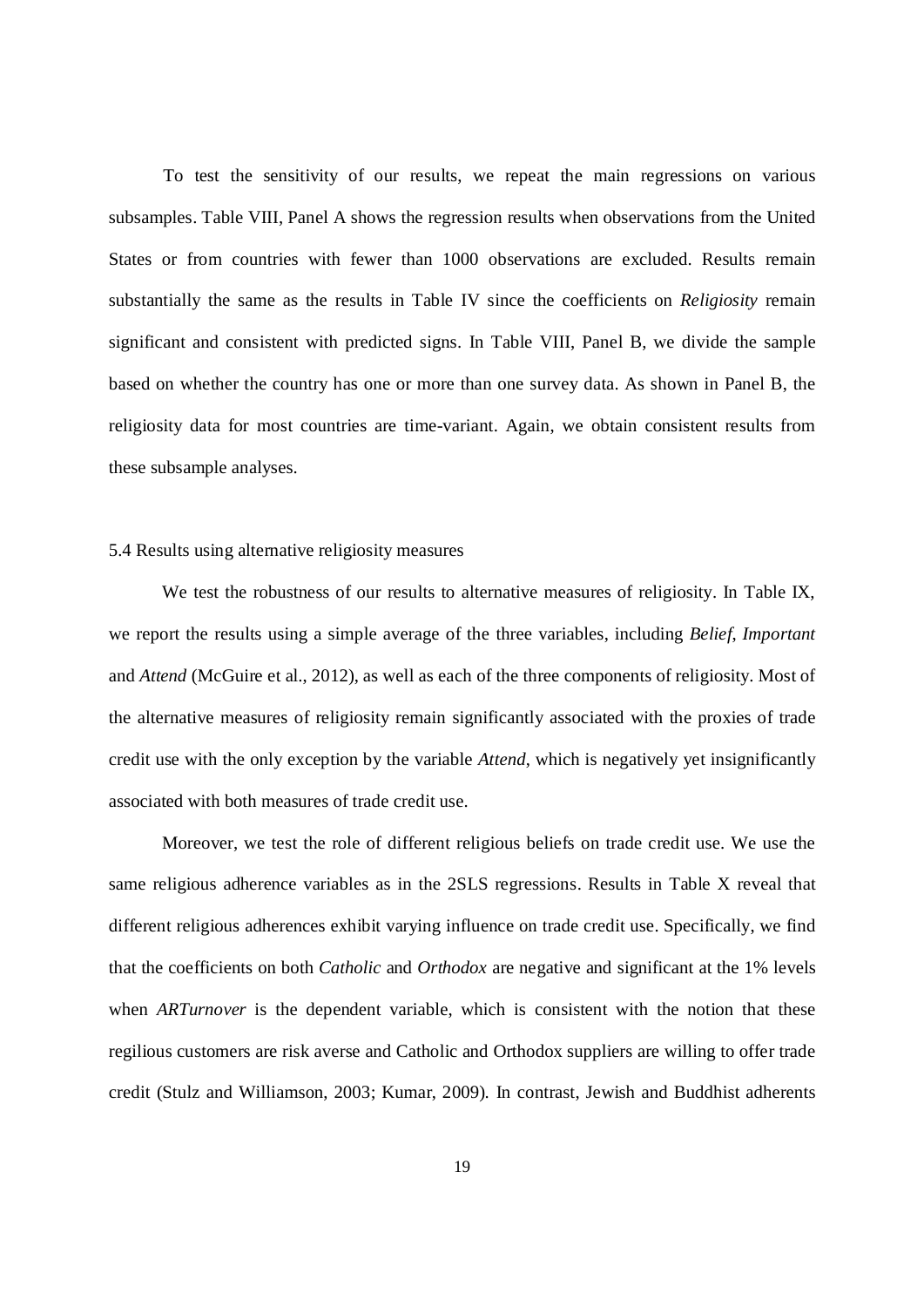To test the sensitivity of our results, we repeat the main regressions on various subsamples. Table VIII, Panel A shows the regression results when observations from the United States or from countries with fewer than 1000 observations are excluded. Results remain substantially the same as the results in Table IV since the coefficients on *Religiosity* remain significant and consistent with predicted signs. In Table VIII, Panel B, we divide the sample based on whether the country has one or more than one survey data. As shown in Panel B, the religiosity data for most countries are time-variant. Again, we obtain consistent results from these subsample analyses.

### 5.4 Results using alternative religiosity measures

We test the robustness of our results to alternative measures of religiosity. In Table IX, we report the results using a simple average of the three variables, including *Belief*, *Important* and *Attend* (McGuire et al., 2012), as well as each of the three components of religiosity. Most of the alternative measures of religiosity remain significantly associated with the proxies of trade credit use with the only exception by the variable *Attend*, which is negatively yet insignificantly associated with both measures of trade credit use.

Moreover, we test the role of different religious beliefs on trade credit use. We use the same religious adherence variables as in the 2SLS regressions. Results in Table X reveal that different religious adherences exhibit varying influence on trade credit use. Specifically, we find that the coefficients on both *Catholic* and *Orthodox* are negative and significant at the 1% levels when *ARTurnover* is the dependent variable, which is consistent with the notion that these regilious customers are risk averse and Catholic and Orthodox suppliers are willing to offer trade credit (Stulz and Williamson, 2003; Kumar, 2009). In contrast, Jewish and Buddhist adherents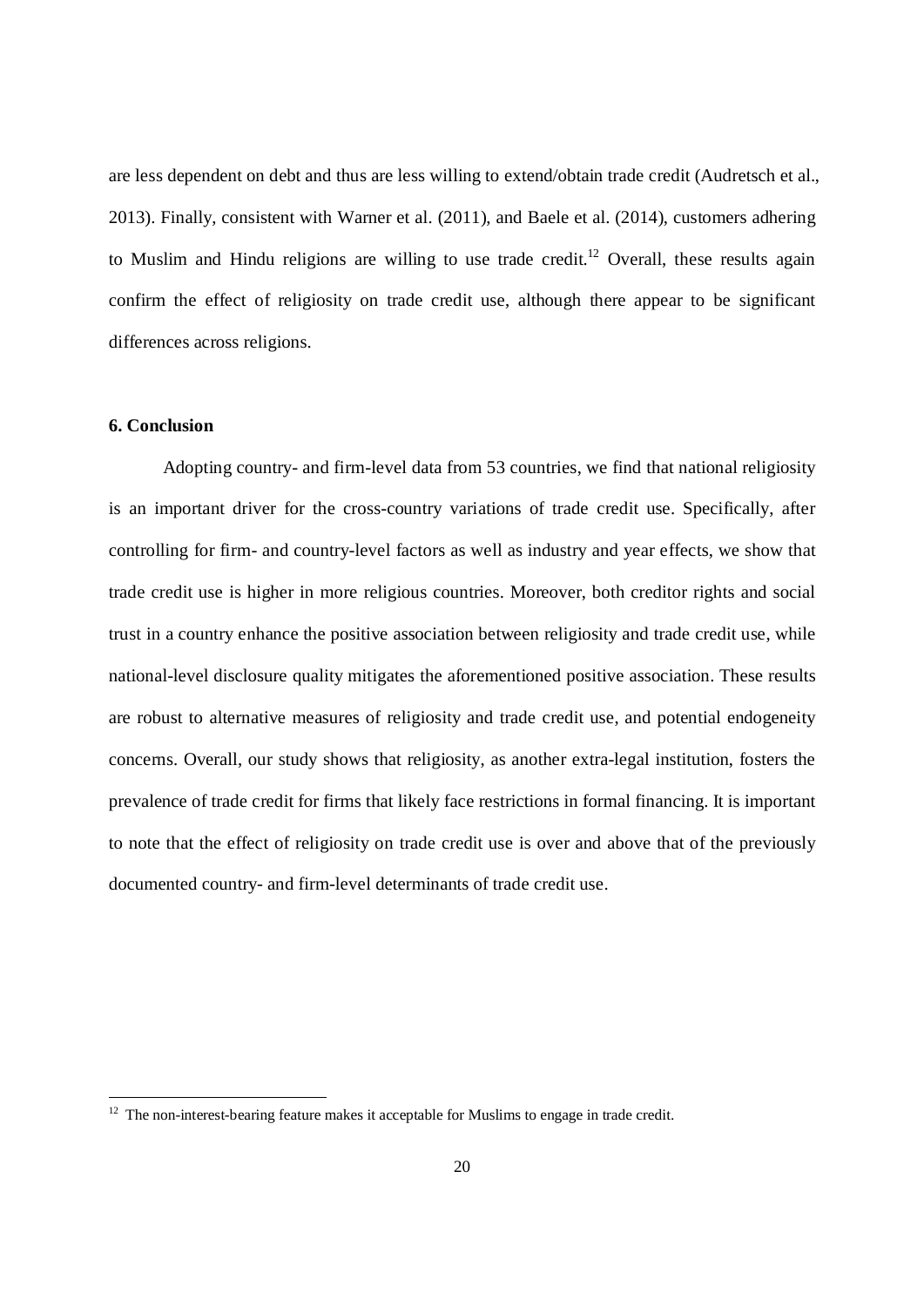are less dependent on debt and thus are less willing to extend/obtain trade credit (Audretsch et al., 2013). Finally, consistent with Warner et al. (2011), and Baele et al. (2014), customers adhering to Muslim and Hindu religions are willing to use trade credit.[12] Overall, these results again confirm the effect of religiosity on trade credit use, although there appear to be significant differences across religions.

**6. Conclusion**

Adopting country- and firm-level data from 53 countries, we find that national religiosity is an important driver for the cross-country variations of trade credit use. Specifically, after controlling for firm- and country-level factors as well as industry and year effects, we show that trade credit use is higher in more religious countries. Moreover, both creditor rights and social trust in a country enhance the positive association between religiosity and trade credit use, while national-level disclosure quality mitigates the aforementioned positive association. These results are robust to alternative measures of religiosity and trade credit use, and potential endogeneity concerns. Overall, our study shows that religiosity, as another extra-legal institution, fosters the prevalence of trade credit for firms that likely face restrictions in formal financing. It is important to note that the effect of religiosity on trade credit use is over and above that of the previously documented country- and firm-level determinants of trade credit use.

[12] The non-interest-bearing feature makes it acceptable for Muslims to engage in trade credit.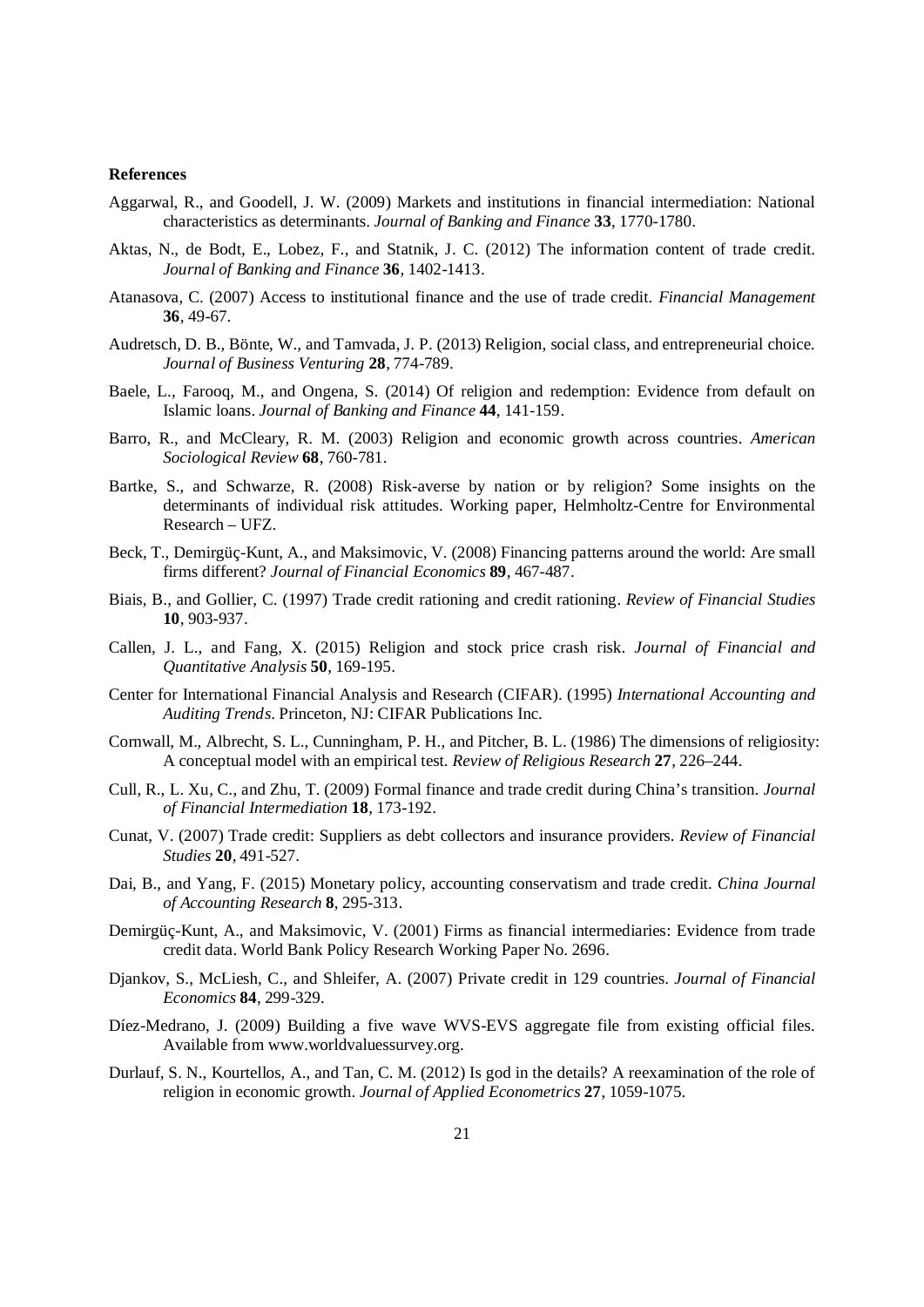**References**

Aggarwal, R., and Goodell, J. W. (2009) Markets and institutions in financial intermediation: National characteristics as determinants. *Journal of Banking and Finance* **33**, 1770-1780.

Aktas, N., de Bodt, E., Lobez, F., and Statnik, J. C. (2012) The information content of trade credit. *Journal of Banking and Finance* **36**, 1402-1413.

Atanasova, C. (2007) Access to institutional finance and the use of trade credit. *Financial Management* **36**, 49-67.

Audretsch, D. B., Bönte, W., and Tamvada, J. P. (2013) Religion, social class, and entrepreneurial choice. *Journal of Business Venturing* **28**, 774-789.

Baele, L., Farooq, M., and Ongena, S. (2014) Of religion and redemption: Evidence from default on Islamic loans. *Journal of Banking and Finance* **44**, 141-159.

Barro, R., and McCleary, R. M. (2003) Religion and economic growth across countries. *American Sociological Review* **68**, 760-781.

Bartke, S., and Schwarze, R. (2008) Risk-averse by nation or by religion? Some insights on the determinants of individual risk attitudes. Working paper, Helmholtz-Centre for Environmental Research – UFZ.

Beck, T., Demirgüç-Kunt, A., and Maksimovic, V. (2008) Financing patterns around the world: Are small firms different? *Journal of Financial Economics* **89**, 467-487.

Biais, B., and Gollier, C. (1997) Trade credit rationing and credit rationing. *Review of Financial Studies* **10**, 903-937.

Callen, J. L., and Fang, X. (2015) Religion and stock price crash risk. *Journal of Financial and Quantitative Analysis* **50**, 169-195.

Center for International Financial Analysis and Research (CIFAR). (1995) *International Accounting and Auditing Trends*. Princeton, NJ: CIFAR Publications Inc.

Cornwall, M., Albrecht, S. L., Cunningham, P. H., and Pitcher, B. L. (1986) The dimensions of religiosity: A conceptual model with an empirical test. *Review of Religious Research* **27**, 226–244.

Cull, R., L. Xu, C., and Zhu, T. (2009) Formal finance and trade credit during China's transition. *Journal of Financial Intermediation* **18**, 173-192.

Cunat, V. (2007) Trade credit: Suppliers as debt collectors and insurance providers. *Review of Financial Studies* **20**, 491-527.

Dai, B., and Yang, F. (2015) Monetary policy, accounting conservatism and trade credit. *China Journal of Accounting Research* **8**, 295-313.

Demirgüç-Kunt, A., and Maksimovic, V. (2001) Firms as financial intermediaries: Evidence from trade credit data. World Bank Policy Research Working Paper No. 2696.

Djankov, S., McLiesh, C., and Shleifer, A. (2007) Private credit in 129 countries. *Journal of Financial Economics* **84**, 299-329.

Díez-Medrano, J. (2009) Building a five wave WVS-EVS aggregate file from existing official files. Available from www.worldvaluessurvey.org.

Durlauf, S. N., Kourtellos, A., and Tan, C. M. (2012) Is god in the details? A reexamination of the role of religion in economic growth. *Journal of Applied Econometrics* **27**, 1059-1075.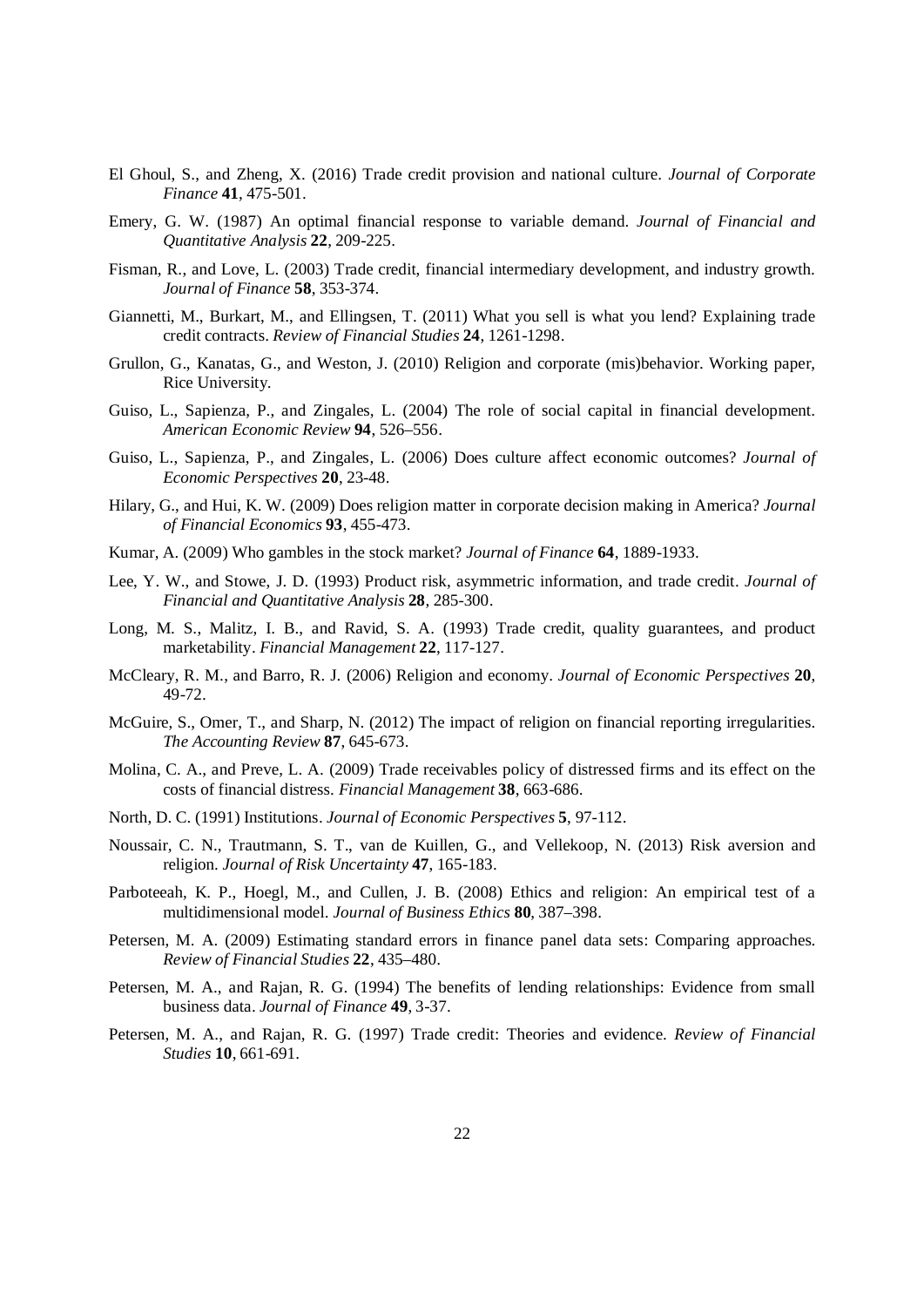El Ghoul, S., and Zheng, X. (2016) Trade credit provision and national culture. *Journal of Corporate Finance* **41**, 475-501.

Emery, G. W. (1987) An optimal financial response to variable demand. *Journal of Financial and Quantitative Analysis* **22**, 209-225.

Fisman, R., and Love, L. (2003) Trade credit, financial intermediary development, and industry growth. *Journal of Finance* **58**, 353-374.

Giannetti, M., Burkart, M., and Ellingsen, T. (2011) What you sell is what you lend? Explaining trade credit contracts. *Review of Financial Studies* **24**, 1261-1298.

Grullon, G., Kanatas, G., and Weston, J. (2010) Religion and corporate (mis)behavior. Working paper, Rice University.

Guiso, L., Sapienza, P., and Zingales, L. (2004) The role of social capital in financial development. *American Economic Review* **94**, 526–556.

Guiso, L., Sapienza, P., and Zingales, L. (2006) Does culture affect economic outcomes? *Journal of Economic Perspectives* **20**, 23-48.

Hilary, G., and Hui, K. W. (2009) Does religion matter in corporate decision making in America? *Journal of Financial Economics* **93**, 455-473.

Kumar, A. (2009) Who gambles in the stock market? *Journal of Finance* **64**, 1889-1933.

Lee, Y. W., and Stowe, J. D. (1993) Product risk, asymmetric information, and trade credit. *Journal of Financial and Quantitative Analysis* **28**, 285-300.

Long, M. S., Malitz, I. B., and Ravid, S. A. (1993) Trade credit, quality guarantees, and product marketability. *Financial Management* **22**, 117-127.

McCleary, R. M., and Barro, R. J. (2006) Religion and economy. *Journal of Economic Perspectives* **20**, 49-72.

McGuire, S., Omer, T., and Sharp, N. (2012) The impact of religion on financial reporting irregularities. *The Accounting Review* **87**, 645-673.

Molina, C. A., and Preve, L. A. (2009) Trade receivables policy of distressed firms and its effect on the costs of financial distress. *Financial Management* **38**, 663-686.

North, D. C. (1991) Institutions. *Journal of Economic Perspectives* **5**, 97-112.

Noussair, C. N., Trautmann, S. T., van de Kuillen, G., and Vellekoop, N. (2013) Risk aversion and religion. *Journal of Risk Uncertainty* **47**, 165-183.

Parboteeah, K. P., Hoegl, M., and Cullen, J. B. (2008) Ethics and religion: An empirical test of a multidimensional model. *Journal of Business Ethics* **80**, 387–398.

Petersen, M. A. (2009) Estimating standard errors in finance panel data sets: Comparing approaches. *Review of Financial Studies* **22**, 435–480.

Petersen, M. A., and Rajan, R. G. (1994) The benefits of lending relationships: Evidence from small business data. *Journal of Finance* **49**, 3-37.

Petersen, M. A., and Rajan, R. G. (1997) Trade credit: Theories and evidence. *Review of Financial Studies* **10**, 661-691.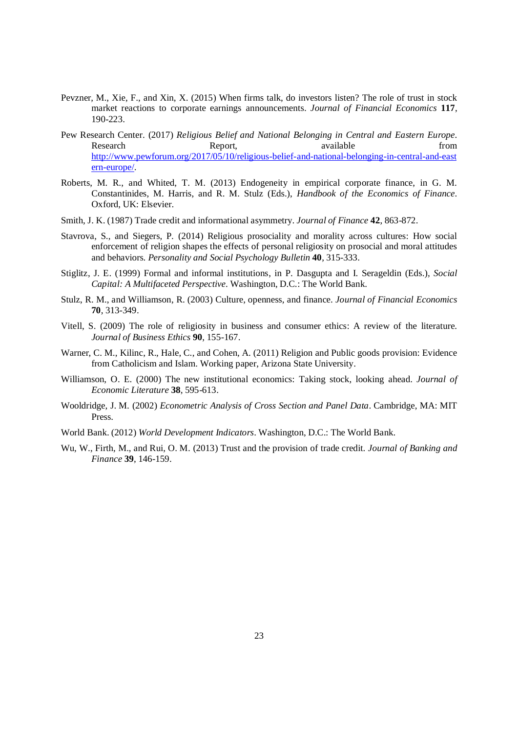Pevzner, M., Xie, F., and Xin, X. (2015) When firms talk, do investors listen? The role of trust in stock market reactions to corporate earnings announcements. *Journal of Financial Economics* **117**, 190-223.

Pew Research Center. (2017) *Religious Belief and National Belonging in Central and Eastern Europe*. Research Report, available from http://www.pewforum.org/2017/05/10/religious-belief-and-national-belonging-in-central-and-eastern-europe/.

Roberts, M. R., and Whited, T. M. (2013) Endogeneity in empirical corporate finance, in G. M. Constantinides, M. Harris, and R. M. Stulz (Eds.), *Handbook of the Economics of Finance*. Oxford, UK: Elsevier.

Smith, J. K. (1987) Trade credit and informational asymmetry. *Journal of Finance* **42**, 863-872.

Stavrova, S., and Siegers, P. (2014) Religious prosociality and morality across cultures: How social enforcement of religion shapes the effects of personal religiosity on prosocial and moral attitudes and behaviors. *Personality and Social Psychology Bulletin* **40**, 315-333.

Stiglitz, J. E. (1999) Formal and informal institutions, in P. Dasgupta and I. Serageldin (Eds.), *Social Capital: A Multifaceted Perspective*. Washington, D.C.: The World Bank.

Stulz, R. M., and Williamson, R. (2003) Culture, openness, and finance. *Journal of Financial Economics* **70**, 313-349.

Vitell, S. (2009) The role of religiosity in business and consumer ethics: A review of the literature. *Journal of Business Ethics* **90**, 155-167.

Warner, C. M., Kilinc, R., Hale, C., and Cohen, A. (2011) Religion and Public goods provision: Evidence from Catholicism and Islam. Working paper, Arizona State University.

Williamson, O. E. (2000) The new institutional economics: Taking stock, looking ahead. *Journal of Economic Literature* **38**, 595-613.

Wooldridge, J. M. (2002) *Econometric Analysis of Cross Section and Panel Data*. Cambridge, MA: MIT Press.

World Bank. (2012) *World Development Indicators*. Washington, D.C.: The World Bank.

Wu, W., Firth, M., and Rui, O. M. (2013) Trust and the provision of trade credit. *Journal of Banking and Finance* **39**, 146-159.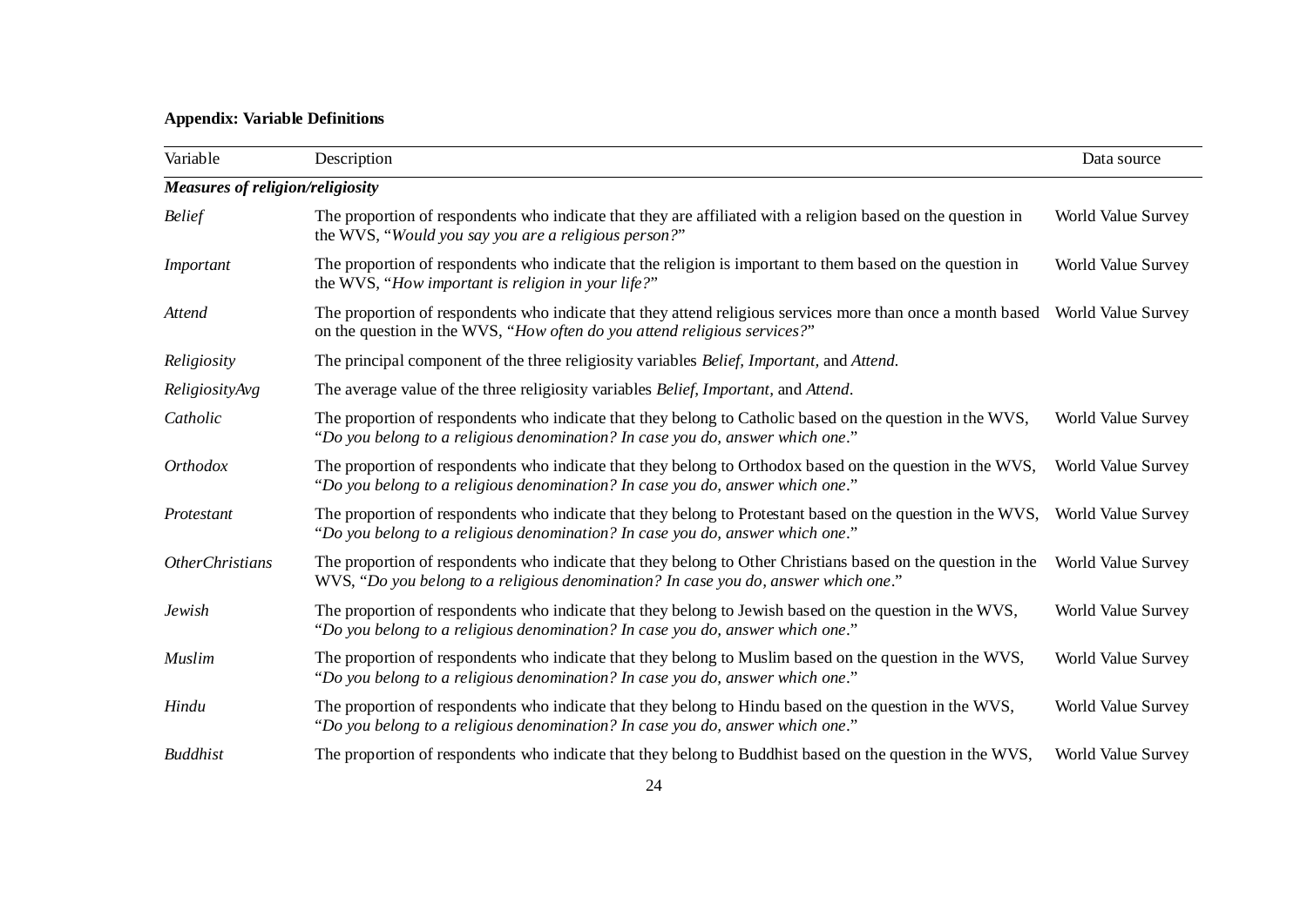**Appendix: Variable Definitions**

| Variable | Description | Data source |
|---|---|---|
| ***Measures of religion/religiosity*** | | |
| *Belief* | The proportion of respondents who indicate that they are affiliated with a religion based on the question in the WVS, "*Would you say you are a religious person?*" | World Value Survey |
| *Important* | The proportion of respondents who indicate that the religion is important to them based on the question in the WVS, "*How important is religion in your life?*" | World Value Survey |
| *Attend* | The proportion of respondents who indicate that they attend religious services more than once a month based on the question in the WVS, "*How often do you attend religious services?*" | World Value Survey |
| *Religiosity* | The principal component of the three religiosity variables *Belief*, *Important*, and *Attend*. | |
| *ReligiosityAvg* | The average value of the three religiosity variables *Belief*, *Important*, and *Attend*. | |
| *Catholic* | The proportion of respondents who indicate that they belong to Catholic based on the question in the WVS, "*Do you belong to a religious denomination? In case you do, answer which one*." | World Value Survey |
| *Orthodox* | The proportion of respondents who indicate that they belong to Orthodox based on the question in the WVS, "*Do you belong to a religious denomination? In case you do, answer which one*." | World Value Survey |
| *Protestant* | The proportion of respondents who indicate that they belong to Protestant based on the question in the WVS, "*Do you belong to a religious denomination? In case you do, answer which one*." | World Value Survey |
| *OtherChristians* | The proportion of respondents who indicate that they belong to Other Christians based on the question in the WVS, "*Do you belong to a religious denomination? In case you do, answer which one*." | World Value Survey |
| *Jewish* | The proportion of respondents who indicate that they belong to Jewish based on the question in the WVS, "*Do you belong to a religious denomination? In case you do, answer which one*." | World Value Survey |
| *Muslim* | The proportion of respondents who indicate that they belong to Muslim based on the question in the WVS, "*Do you belong to a religious denomination? In case you do, answer which one*." | World Value Survey |
| *Hindu* | The proportion of respondents who indicate that they belong to Hindu based on the question in the WVS, "*Do you belong to a religious denomination? In case you do, answer which one*." | World Value Survey |
| *Buddhist* | The proportion of respondents who indicate that they belong to Buddhist based on the question in the WVS, | World Value Survey |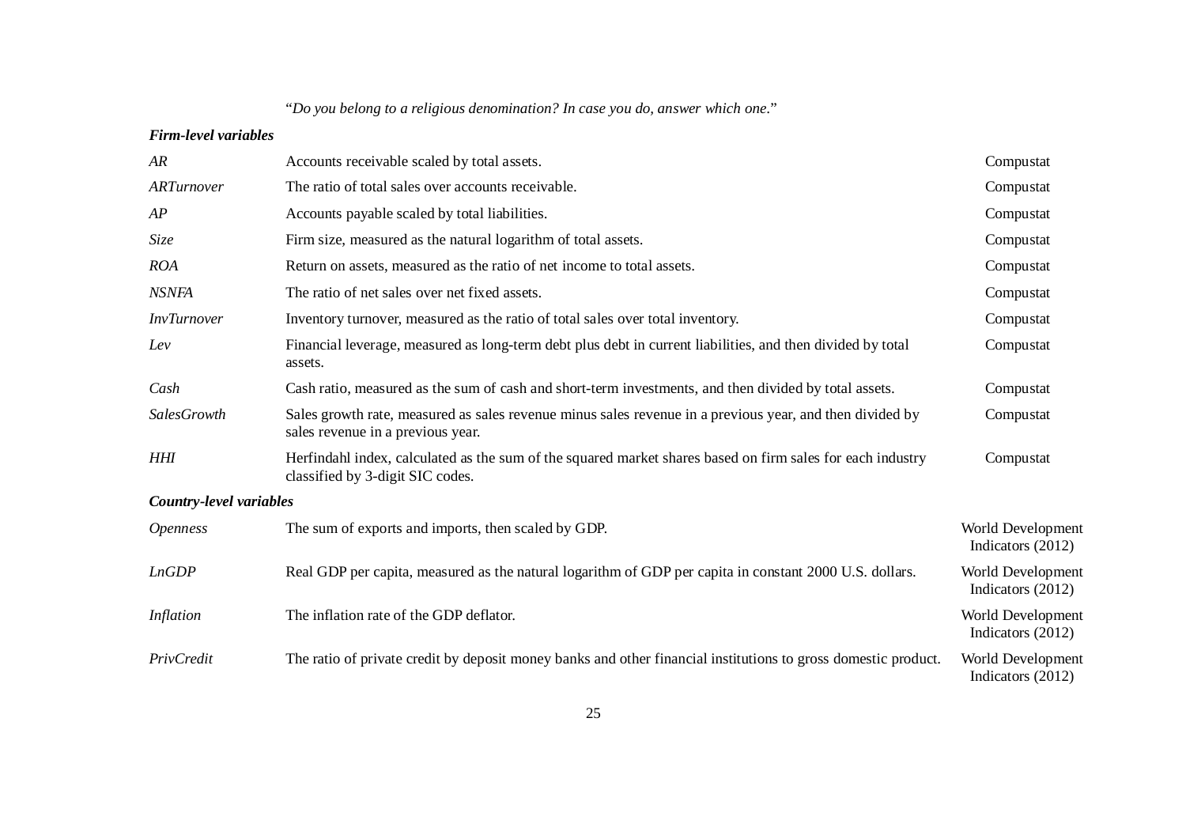| | | |
|---|---|---|
| | "*Do you belong to a religious denomination? In case you do, answer which one*." | |
| ***Firm-level variables*** | | |
| *AR* | Accounts receivable scaled by total assets. | Compustat |
| *ARTurnover* | The ratio of total sales over accounts receivable. | Compustat |
| *AP* | Accounts payable scaled by total liabilities. | Compustat |
| *Size* | Firm size, measured as the natural logarithm of total assets. | Compustat |
| *ROA* | Return on assets, measured as the ratio of net income to total assets. | Compustat |
| *NSNFA* | The ratio of net sales over net fixed assets. | Compustat |
| *InvTurnover* | Inventory turnover, measured as the ratio of total sales over total inventory. | Compustat |
| *Lev* | Financial leverage, measured as long-term debt plus debt in current liabilities, and then divided by total assets. | Compustat |
| *Cash* | Cash ratio, measured as the sum of cash and short-term investments, and then divided by total assets. | Compustat |
| *SalesGrowth* | Sales growth rate, measured as sales revenue minus sales revenue in a previous year, and then divided by sales revenue in a previous year. | Compustat |
| *HHI* | Herfindahl index, calculated as the sum of the squared market shares based on firm sales for each industry classified by 3-digit SIC codes. | Compustat |
| ***Country-level variables*** | | |
| *Openness* | The sum of exports and imports, then scaled by GDP. | World Development Indicators (2012) |
| *LnGDP* | Real GDP per capita, measured as the natural logarithm of GDP per capita in constant 2000 U.S. dollars. | World Development Indicators (2012) |
| *Inflation* | The inflation rate of the GDP deflator. | World Development Indicators (2012) |
| *PrivCredit* | The ratio of private credit by deposit money banks and other financial institutions to gross domestic product. | World Development Indicators (2012) |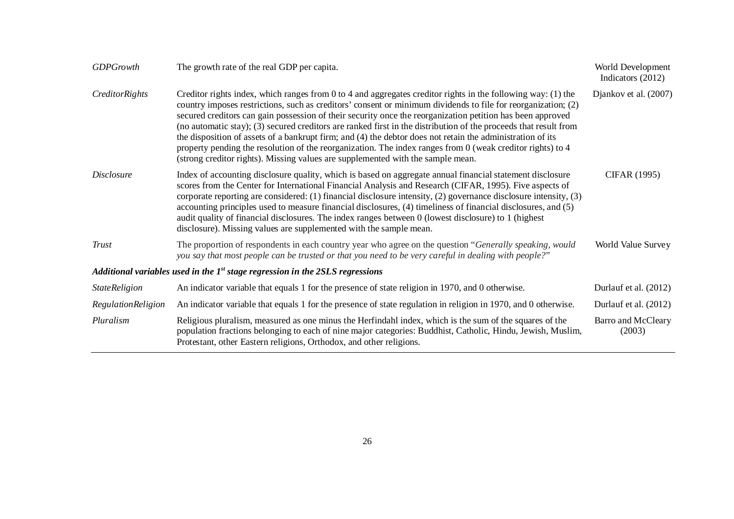| | | |
|---|---|---|
| *GDPGrowth* | The growth rate of the real GDP per capita. | World Development Indicators (2012) |
| *CreditorRights* | Creditor rights index, which ranges from 0 to 4 and aggregates creditor rights in the following way: (1) the country imposes restrictions, such as creditors' consent or minimum dividends to file for reorganization; (2) secured creditors can gain possession of their security once the reorganization petition has been approved (no automatic stay); (3) secured creditors are ranked first in the distribution of the proceeds that result from the disposition of assets of a bankrupt firm; and (4) the debtor does not retain the administration of its property pending the resolution of the reorganization. The index ranges from 0 (weak creditor rights) to 4 (strong creditor rights). Missing values are supplemented with the sample mean. | Djankov et al. (2007) |
| *Disclosure* | Index of accounting disclosure quality, which is based on aggregate annual financial statement disclosure scores from the Center for International Financial Analysis and Research (CIFAR, 1995). Five aspects of corporate reporting are considered: (1) financial disclosure intensity, (2) governance disclosure intensity, (3) accounting principles used to measure financial disclosures, (4) timeliness of financial disclosures, and (5) audit quality of financial disclosures. The index ranges between 0 (lowest disclosure) to 1 (highest disclosure). Missing values are supplemented with the sample mean. | CIFAR (1995) |
| *Trust* | The proportion of respondents in each country year who agree on the question "*Generally speaking, would you say that most people can be trusted or that you need to be very careful in dealing with people?*" | World Value Survey |
| ***Additional variables used in the 1st stage regression in the 2SLS regressions*** | | |
| *StateReligion* | An indicator variable that equals 1 for the presence of state religion in 1970, and 0 otherwise. | Durlauf et al. (2012) |
| *RegulationReligion* | An indicator variable that equals 1 for the presence of state regulation in religion in 1970, and 0 otherwise. | Durlauf et al. (2012) |
| *Pluralism* | Religious pluralism, measured as one minus the Herfindahl index, which is the sum of the squares of the population fractions belonging to each of nine major categories: Buddhist, Catholic, Hindu, Jewish, Muslim, Protestant, other Eastern religions, Orthodox, and other religions. | Barro and McCleary (2003) |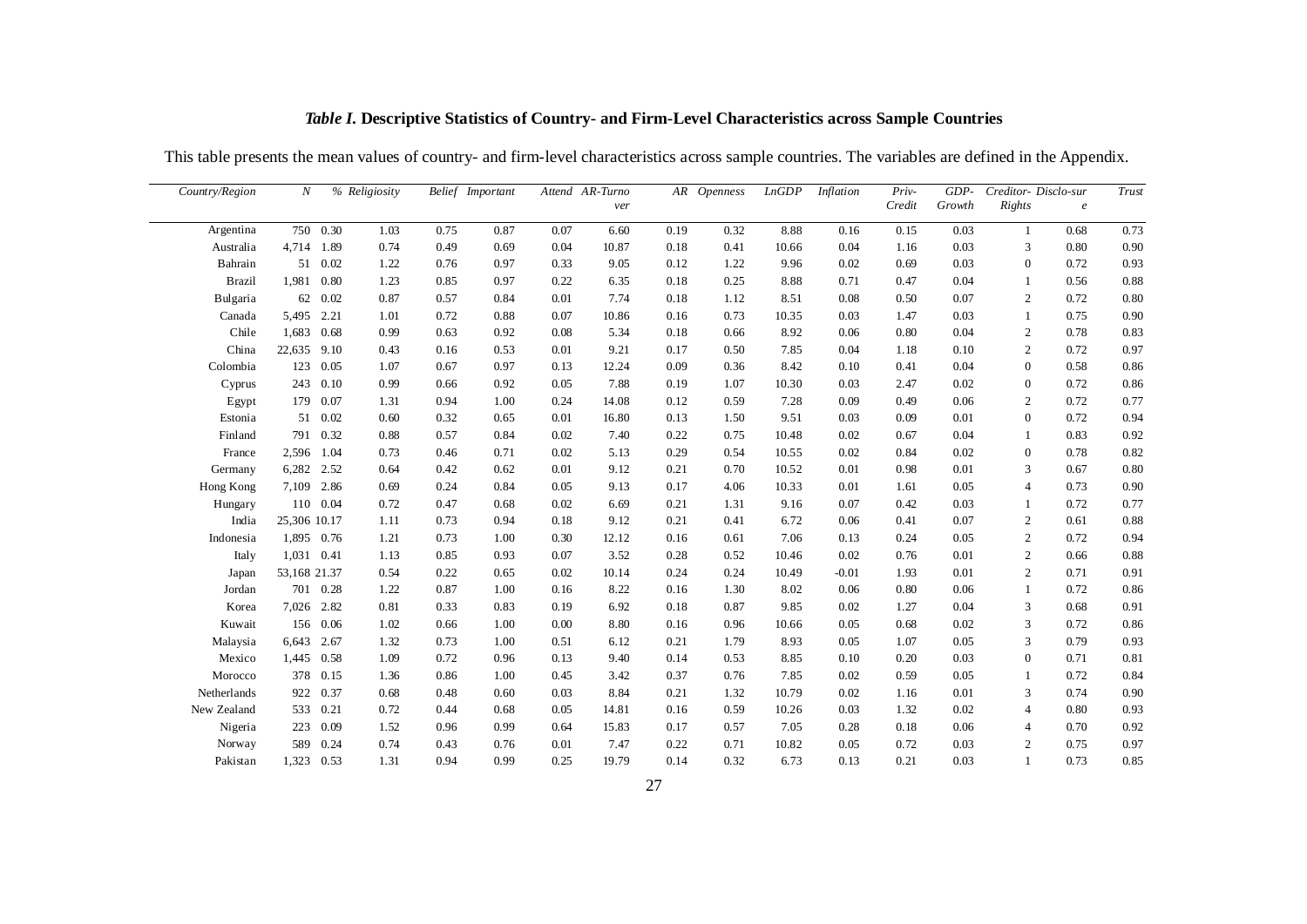### *Table I.* Descriptive Statistics of Country- and Firm-Level Characteristics across Sample Countries

This table presents the mean values of country- and firm-level characteristics across sample countries. The variables are defined in the Appendix.

| *Country/Region* | *N* | *%* | *Religiosity* | *Belief* | *Important* | *Attend* | *AR-Turnover* | *AR* | *Openness* | *LnGDP* | *Inflation* | *Priv-Credit* | *GDP-Growth* | *Creditor-Rights* | *Disclosure* | *Trust* |
|---|---|---|---|---|---|---|---|---|---|---|---|---|---|---|---|---|
| Argentina | 750 | 0.30 | 1.03 | 0.75 | 0.87 | 0.07 | 6.60 | 0.19 | 0.32 | 8.88 | 0.16 | 0.15 | 0.03 | 1 | 0.68 | 0.73 |
| Australia | 4,714 | 1.89 | 0.74 | 0.49 | 0.69 | 0.04 | 10.87 | 0.18 | 0.41 | 10.66 | 0.04 | 1.16 | 0.03 | 3 | 0.80 | 0.90 |
| Bahrain | 51 | 0.02 | 1.22 | 0.76 | 0.97 | 0.33 | 9.05 | 0.12 | 1.22 | 9.96 | 0.02 | 0.69 | 0.03 | 0 | 0.72 | 0.93 |
| Brazil | 1,981 | 0.80 | 1.23 | 0.85 | 0.97 | 0.22 | 6.35 | 0.18 | 0.25 | 8.88 | 0.71 | 0.47 | 0.04 | 1 | 0.56 | 0.88 |
| Bulgaria | 62 | 0.02 | 0.87 | 0.57 | 0.84 | 0.01 | 7.74 | 0.18 | 1.12 | 8.51 | 0.08 | 0.50 | 0.07 | 2 | 0.72 | 0.80 |
| Canada | 5,495 | 2.21 | 1.01 | 0.72 | 0.88 | 0.07 | 10.86 | 0.16 | 0.73 | 10.35 | 0.03 | 1.47 | 0.03 | 1 | 0.75 | 0.90 |
| Chile | 1,683 | 0.68 | 0.99 | 0.63 | 0.92 | 0.08 | 5.34 | 0.18 | 0.66 | 8.92 | 0.06 | 0.80 | 0.04 | 2 | 0.78 | 0.83 |
| China | 22,635 | 9.10 | 0.43 | 0.16 | 0.53 | 0.01 | 9.21 | 0.17 | 0.50 | 7.85 | 0.04 | 1.18 | 0.10 | 2 | 0.72 | 0.97 |
| Colombia | 123 | 0.05 | 1.07 | 0.67 | 0.97 | 0.13 | 12.24 | 0.09 | 0.36 | 8.42 | 0.10 | 0.41 | 0.04 | 0 | 0.58 | 0.86 |
| Cyprus | 243 | 0.10 | 0.99 | 0.66 | 0.92 | 0.05 | 7.88 | 0.19 | 1.07 | 10.30 | 0.03 | 2.47 | 0.02 | 0 | 0.72 | 0.86 |
| Egypt | 179 | 0.07 | 1.31 | 0.94 | 1.00 | 0.24 | 14.08 | 0.12 | 0.59 | 7.28 | 0.09 | 0.49 | 0.06 | 2 | 0.72 | 0.77 |
| Estonia | 51 | 0.02 | 0.60 | 0.32 | 0.65 | 0.01 | 16.80 | 0.13 | 1.50 | 9.51 | 0.03 | 0.09 | 0.01 | 0 | 0.72 | 0.94 |
| Finland | 791 | 0.32 | 0.88 | 0.57 | 0.84 | 0.02 | 7.40 | 0.22 | 0.75 | 10.48 | 0.02 | 0.67 | 0.04 | 1 | 0.83 | 0.92 |
| France | 2,596 | 1.04 | 0.73 | 0.46 | 0.71 | 0.02 | 5.13 | 0.29 | 0.54 | 10.55 | 0.02 | 0.84 | 0.02 | 0 | 0.78 | 0.82 |
| Germany | 6,282 | 2.52 | 0.64 | 0.42 | 0.62 | 0.01 | 9.12 | 0.21 | 0.70 | 10.52 | 0.01 | 0.98 | 0.01 | 3 | 0.67 | 0.80 |
| Hong Kong | 7,109 | 2.86 | 0.69 | 0.24 | 0.84 | 0.05 | 9.13 | 0.17 | 4.06 | 10.33 | 0.01 | 1.61 | 0.05 | 4 | 0.73 | 0.90 |
| Hungary | 110 | 0.04 | 0.72 | 0.47 | 0.68 | 0.02 | 6.69 | 0.21 | 1.31 | 9.16 | 0.07 | 0.42 | 0.03 | 1 | 0.72 | 0.77 |
| India | 25,306 | 10.17 | 1.11 | 0.73 | 0.94 | 0.18 | 9.12 | 0.21 | 0.41 | 6.72 | 0.06 | 0.41 | 0.07 | 2 | 0.61 | 0.88 |
| Indonesia | 1,895 | 0.76 | 1.21 | 0.73 | 1.00 | 0.30 | 12.12 | 0.16 | 0.61 | 7.06 | 0.13 | 0.24 | 0.05 | 2 | 0.72 | 0.94 |
| Italy | 1,031 | 0.41 | 1.13 | 0.85 | 0.93 | 0.07 | 3.52 | 0.28 | 0.52 | 10.46 | 0.02 | 0.76 | 0.01 | 2 | 0.66 | 0.88 |
| Japan | 53,168 | 21.37 | 0.54 | 0.22 | 0.65 | 0.02 | 10.14 | 0.24 | 0.24 | 10.49 | -0.01 | 1.93 | 0.01 | 2 | 0.71 | 0.91 |
| Jordan | 701 | 0.28 | 1.22 | 0.87 | 1.00 | 0.16 | 8.22 | 0.16 | 1.30 | 8.02 | 0.06 | 0.80 | 0.06 | 1 | 0.72 | 0.86 |
| Korea | 7,026 | 2.82 | 0.81 | 0.33 | 0.83 | 0.19 | 6.92 | 0.18 | 0.87 | 9.85 | 0.02 | 1.27 | 0.04 | 3 | 0.68 | 0.91 |
| Kuwait | 156 | 0.06 | 1.02 | 0.66 | 1.00 | 0.00 | 8.80 | 0.16 | 0.96 | 10.66 | 0.05 | 0.68 | 0.02 | 3 | 0.72 | 0.86 |
| Malaysia | 6,643 | 2.67 | 1.32 | 0.73 | 1.00 | 0.51 | 6.12 | 0.21 | 1.79 | 8.93 | 0.05 | 1.07 | 0.05 | 3 | 0.79 | 0.93 |
| Mexico | 1,445 | 0.58 | 1.09 | 0.72 | 0.96 | 0.13 | 9.40 | 0.14 | 0.53 | 8.85 | 0.10 | 0.20 | 0.03 | 0 | 0.71 | 0.81 |
| Morocco | 378 | 0.15 | 1.36 | 0.86 | 1.00 | 0.45 | 3.42 | 0.37 | 0.76 | 7.85 | 0.02 | 0.59 | 0.05 | 1 | 0.72 | 0.84 |
| Netherlands | 922 | 0.37 | 0.68 | 0.48 | 0.60 | 0.03 | 8.84 | 0.21 | 1.32 | 10.79 | 0.02 | 1.16 | 0.01 | 3 | 0.74 | 0.90 |
| New Zealand | 533 | 0.21 | 0.72 | 0.44 | 0.68 | 0.05 | 14.81 | 0.16 | 0.59 | 10.26 | 0.03 | 1.32 | 0.02 | 4 | 0.80 | 0.93 |
| Nigeria | 223 | 0.09 | 1.52 | 0.96 | 0.99 | 0.64 | 15.83 | 0.17 | 0.57 | 7.05 | 0.28 | 0.18 | 0.06 | 4 | 0.70 | 0.92 |
| Norway | 589 | 0.24 | 0.74 | 0.43 | 0.76 | 0.01 | 7.47 | 0.22 | 0.71 | 10.82 | 0.05 | 0.72 | 0.03 | 2 | 0.75 | 0.97 |
| Pakistan | 1,323 | 0.53 | 1.31 | 0.94 | 0.99 | 0.25 | 19.79 | 0.14 | 0.32 | 6.73 | 0.13 | 0.21 | 0.03 | 1 | 0.73 | 0.85 |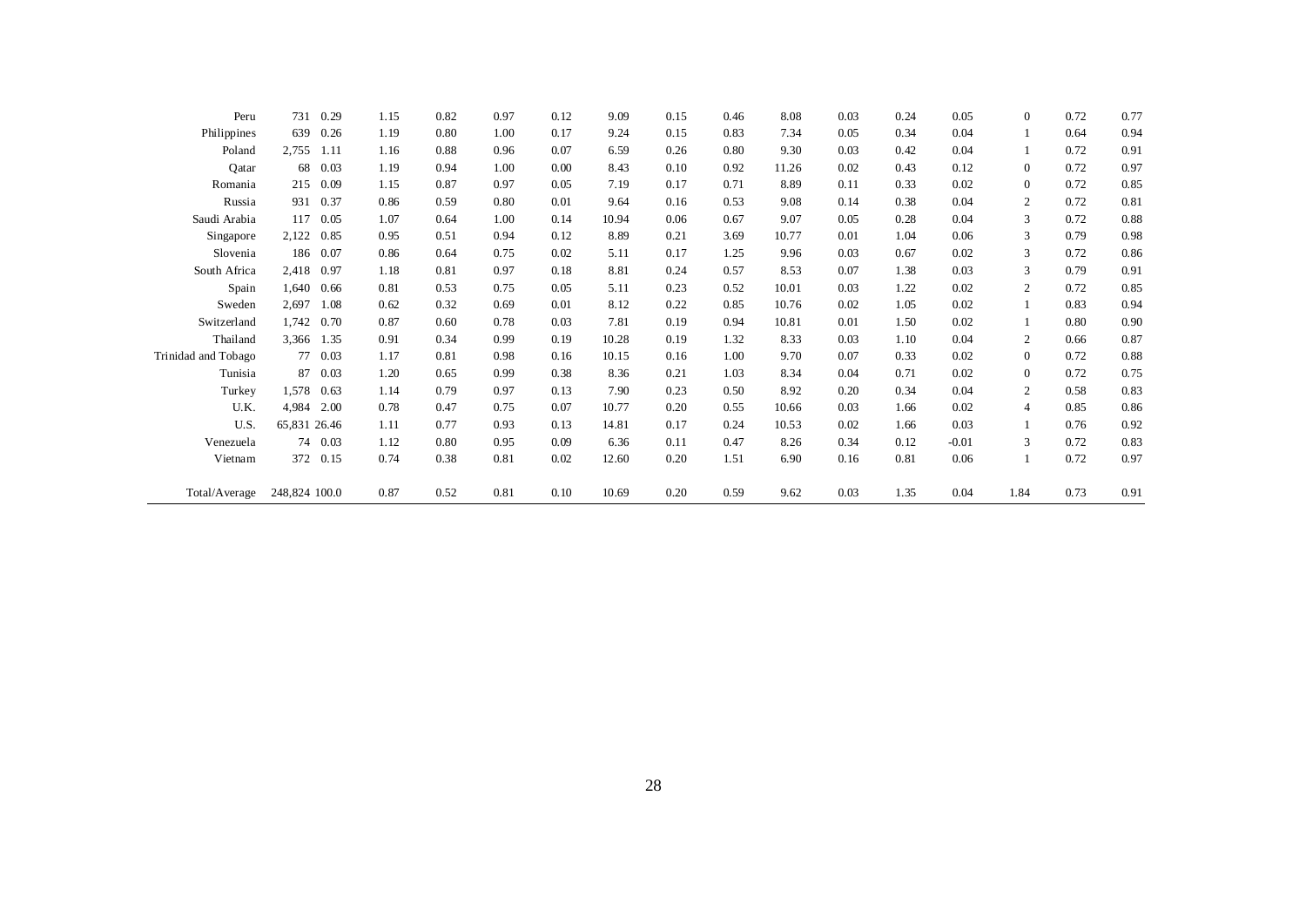| | | | | | | | | | | | | | | | | | |
|---|---|---|---|---|---|---|---|---|---|---|---|---|---|---|---|---|---|
| Peru | 731 | 0.29 | 1.15 | 0.82 | 0.97 | 0.12 | 9.09 | 0.15 | 0.46 | 8.08 | 0.03 | 0.24 | 0.05 | 0 | 0.72 | 0.77 |
| Philippines | 639 | 0.26 | 1.19 | 0.80 | 1.00 | 0.17 | 9.24 | 0.15 | 0.83 | 7.34 | 0.05 | 0.34 | 0.04 | 1 | 0.64 | 0.94 |
| Poland | 2,755 | 1.11 | 1.16 | 0.88 | 0.96 | 0.07 | 6.59 | 0.26 | 0.80 | 9.30 | 0.03 | 0.42 | 0.04 | 1 | 0.72 | 0.91 |
| Qatar | 68 | 0.03 | 1.19 | 0.94 | 1.00 | 0.00 | 8.43 | 0.10 | 0.92 | 11.26 | 0.02 | 0.43 | 0.12 | 0 | 0.72 | 0.97 |
| Romania | 215 | 0.09 | 1.15 | 0.87 | 0.97 | 0.05 | 7.19 | 0.17 | 0.71 | 8.89 | 0.11 | 0.33 | 0.02 | 0 | 0.72 | 0.85 |
| Russia | 931 | 0.37 | 0.86 | 0.59 | 0.80 | 0.01 | 9.64 | 0.16 | 0.53 | 9.08 | 0.14 | 0.38 | 0.04 | 2 | 0.72 | 0.81 |
| Saudi Arabia | 117 | 0.05 | 1.07 | 0.64 | 1.00 | 0.14 | 10.94 | 0.06 | 0.67 | 9.07 | 0.05 | 0.28 | 0.04 | 3 | 0.72 | 0.88 |
| Singapore | 2,122 | 0.85 | 0.95 | 0.51 | 0.94 | 0.12 | 8.89 | 0.21 | 3.69 | 10.77 | 0.01 | 1.04 | 0.06 | 3 | 0.79 | 0.98 |
| Slovenia | 186 | 0.07 | 0.86 | 0.64 | 0.75 | 0.02 | 5.11 | 0.17 | 1.25 | 9.96 | 0.03 | 0.67 | 0.02 | 3 | 0.72 | 0.86 |
| South Africa | 2,418 | 0.97 | 1.18 | 0.81 | 0.97 | 0.18 | 8.81 | 0.24 | 0.57 | 8.53 | 0.07 | 1.38 | 0.03 | 3 | 0.79 | 0.91 |
| Spain | 1,640 | 0.66 | 0.81 | 0.53 | 0.75 | 0.05 | 5.11 | 0.23 | 0.52 | 10.01 | 0.03 | 1.22 | 0.02 | 2 | 0.72 | 0.85 |
| Sweden | 2,697 | 1.08 | 0.62 | 0.32 | 0.69 | 0.01 | 8.12 | 0.22 | 0.85 | 10.76 | 0.02 | 1.05 | 0.02 | 1 | 0.83 | 0.94 |
| Switzerland | 1,742 | 0.70 | 0.87 | 0.60 | 0.78 | 0.03 | 7.81 | 0.19 | 0.94 | 10.81 | 0.01 | 1.50 | 0.02 | 1 | 0.80 | 0.90 |
| Thailand | 3,366 | 1.35 | 0.91 | 0.34 | 0.99 | 0.19 | 10.28 | 0.19 | 1.32 | 8.33 | 0.03 | 1.10 | 0.04 | 2 | 0.66 | 0.87 |
| Trinidad and Tobago | 77 | 0.03 | 1.17 | 0.81 | 0.98 | 0.16 | 10.15 | 0.16 | 1.00 | 9.70 | 0.07 | 0.33 | 0.02 | 0 | 0.72 | 0.88 |
| Tunisia | 87 | 0.03 | 1.20 | 0.65 | 0.99 | 0.38 | 8.36 | 0.21 | 1.03 | 8.34 | 0.04 | 0.71 | 0.02 | 0 | 0.72 | 0.75 |
| Turkey | 1,578 | 0.63 | 1.14 | 0.79 | 0.97 | 0.13 | 7.90 | 0.23 | 0.50 | 8.92 | 0.20 | 0.34 | 0.04 | 2 | 0.58 | 0.83 |
| U.K. | 4,984 | 2.00 | 0.78 | 0.47 | 0.75 | 0.07 | 10.77 | 0.20 | 0.55 | 10.66 | 0.03 | 1.66 | 0.02 | 4 | 0.85 | 0.86 |
| U.S. | 65,831 | 26.46 | 1.11 | 0.77 | 0.93 | 0.13 | 14.81 | 0.17 | 0.24 | 10.53 | 0.02 | 1.66 | 0.03 | 1 | 0.76 | 0.92 |
| Venezuela | 74 | 0.03 | 1.12 | 0.80 | 0.95 | 0.09 | 6.36 | 0.11 | 0.47 | 8.26 | 0.34 | 0.12 | -0.01 | 3 | 0.72 | 0.83 |
| Vietnam | 372 | 0.15 | 0.74 | 0.38 | 0.81 | 0.02 | 12.60 | 0.20 | 1.51 | 6.90 | 0.16 | 0.81 | 0.06 | 1 | 0.72 | 0.97 |
| Total/Average | 248,824 | 100.0 | 0.87 | 0.52 | 0.81 | 0.10 | 10.69 | 0.20 | 0.59 | 9.62 | 0.03 | 1.35 | 0.04 | 1.84 | 0.73 | 0.91 |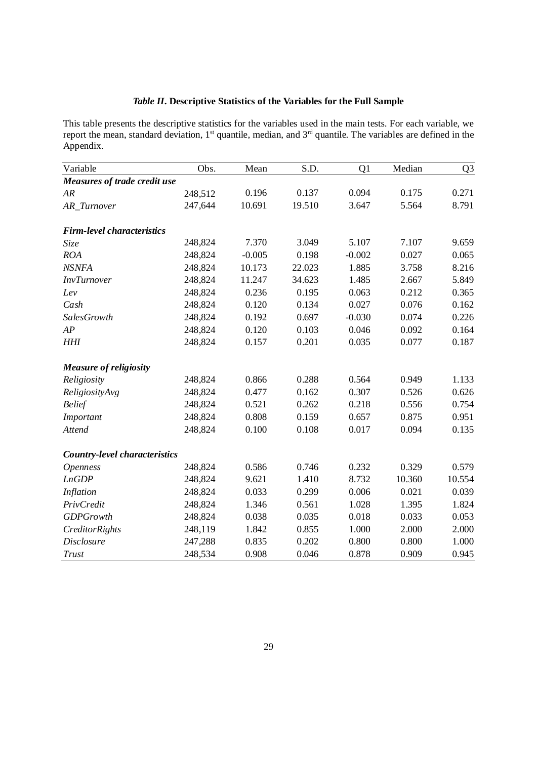***Table II*. Descriptive Statistics of the Variables for the Full Sample**

This table presents the descriptive statistics for the variables used in the main tests. For each variable, we report the mean, standard deviation, 1st quantile, median, and 3rd quantile. The variables are defined in the Appendix.

| Variable | Obs. | Mean | S.D. | Q1 | Median | Q3 |
|---|---|---|---|---|---|---|
| ***Measures of trade credit use*** | | | | | | |
| *AR* | 248,512 | 0.196 | 0.137 | 0.094 | 0.175 | 0.271 |
| *AR_Turnover* | 247,644 | 10.691 | 19.510 | 3.647 | 5.564 | 8.791 |
| ***Firm-level characteristics*** | | | | | | |
| *Size* | 248,824 | 7.370 | 3.049 | 5.107 | 7.107 | 9.659 |
| *ROA* | 248,824 | -0.005 | 0.198 | -0.002 | 0.027 | 0.065 |
| *NSNFA* | 248,824 | 10.173 | 22.023 | 1.885 | 3.758 | 8.216 |
| *InvTurnover* | 248,824 | 11.247 | 34.623 | 1.485 | 2.667 | 5.849 |
| *Lev* | 248,824 | 0.236 | 0.195 | 0.063 | 0.212 | 0.365 |
| *Cash* | 248,824 | 0.120 | 0.134 | 0.027 | 0.076 | 0.162 |
| *SalesGrowth* | 248,824 | 0.192 | 0.697 | -0.030 | 0.074 | 0.226 |
| *AP* | 248,824 | 0.120 | 0.103 | 0.046 | 0.092 | 0.164 |
| *HHI* | 248,824 | 0.157 | 0.201 | 0.035 | 0.077 | 0.187 |
| ***Measure of religiosity*** | | | | | | |
| *Religiosity* | 248,824 | 0.866 | 0.288 | 0.564 | 0.949 | 1.133 |
| *ReligiosityAvg* | 248,824 | 0.477 | 0.162 | 0.307 | 0.526 | 0.626 |
| *Belief* | 248,824 | 0.521 | 0.262 | 0.218 | 0.556 | 0.754 |
| *Important* | 248,824 | 0.808 | 0.159 | 0.657 | 0.875 | 0.951 |
| *Attend* | 248,824 | 0.100 | 0.108 | 0.017 | 0.094 | 0.135 |
| ***Country-level characteristics*** | | | | | | |
| *Openness* | 248,824 | 0.586 | 0.746 | 0.232 | 0.329 | 0.579 |
| *LnGDP* | 248,824 | 9.621 | 1.410 | 8.732 | 10.360 | 10.554 |
| *Inflation* | 248,824 | 0.033 | 0.299 | 0.006 | 0.021 | 0.039 |
| *PrivCredit* | 248,824 | 1.346 | 0.561 | 1.028 | 1.395 | 1.824 |
| *GDPGrowth* | 248,824 | 0.038 | 0.035 | 0.018 | 0.033 | 0.053 |
| *CreditorRights* | 248,119 | 1.842 | 0.855 | 1.000 | 2.000 | 2.000 |
| *Disclosure* | 247,288 | 0.835 | 0.202 | 0.800 | 0.800 | 1.000 |
| *Trust* | 248,534 | 0.908 | 0.046 | 0.878 | 0.909 | 0.945 |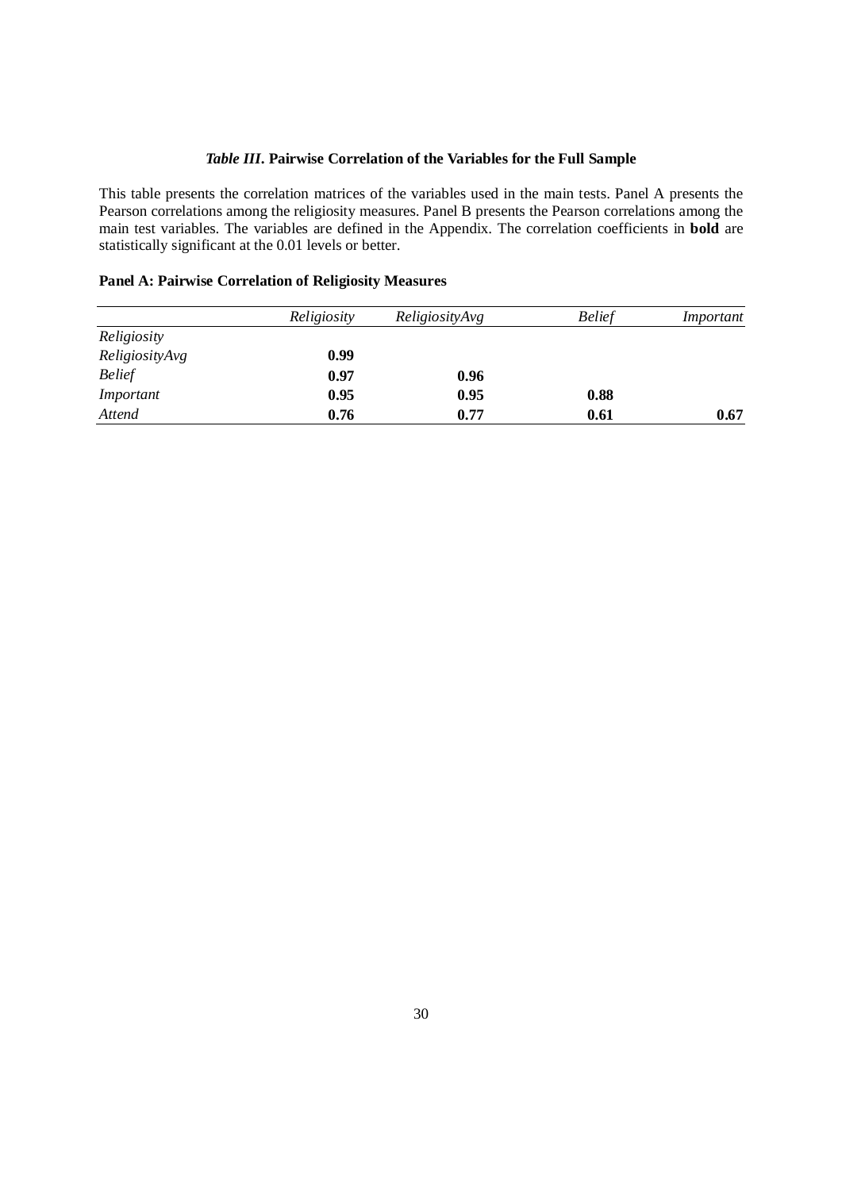### *Table III*. Pairwise Correlation of the Variables for the Full Sample

This table presents the correlation matrices of the variables used in the main tests. Panel A presents the Pearson correlations among the religiosity measures. Panel B presents the Pearson correlations among the main test variables. The variables are defined in the Appendix. The correlation coefficients in **bold** are statistically significant at the 0.01 levels or better.

**Panel A: Pairwise Correlation of Religiosity Measures**

| | *Religiosity* | *ReligiosityAvg* | *Belief* | *Important* |
|---|---|---|---|---|
| *Religiosity* | | | | |
| *ReligiosityAvg* | **0.99** | | | |
| *Belief* | **0.97** | **0.96** | | |
| *Important* | **0.95** | **0.95** | **0.88** | |
| *Attend* | **0.76** | **0.77** | **0.61** | **0.67** |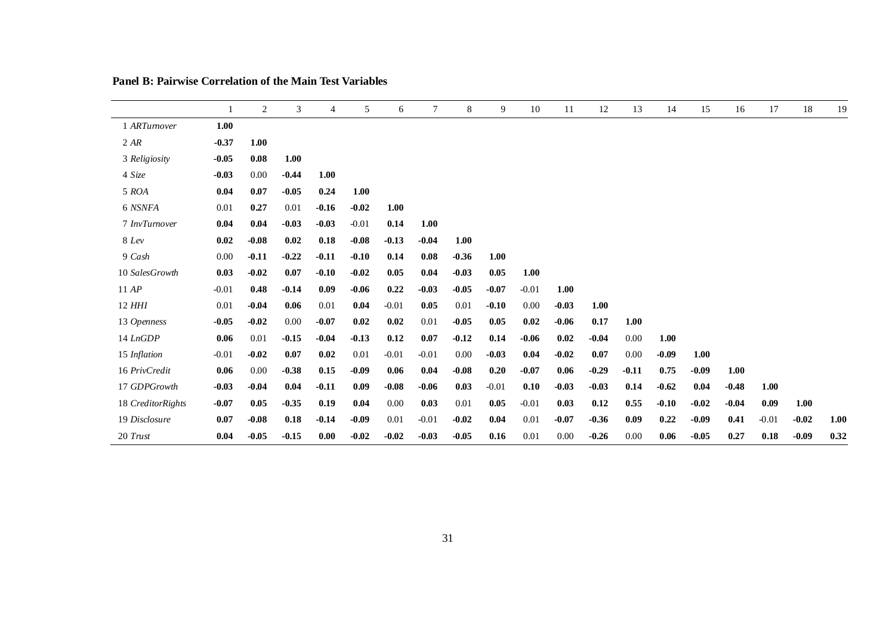**Panel B: Pairwise Correlation of the Main Test Variables**

| | 1 | 2 | 3 | 4 | 5 | 6 | 7 | 8 | 9 | 10 | 11 | 12 | 13 | 14 | 15 | 16 | 17 | 18 | 19 |
|---|---|---|---|---|---|---|---|---|---|---|---|---|---|---|---|---|---|---|---|
| 1 *ARTurnover* | **1.00** | | | | | | | | | | | | | | | | | | |
| 2 *AR* | **-0.37** | **1.00** | | | | | | | | | | | | | | | | | |
| 3 *Religiosity* | **-0.05** | **0.08** | **1.00** | | | | | | | | | | | | | | | | |
| 4 *Size* | **-0.03** | 0.00 | **-0.44** | **1.00** | | | | | | | | | | | | | | | |
| 5 *ROA* | **0.04** | **0.07** | **-0.05** | **0.24** | **1.00** | | | | | | | | | | | | | | |
| 6 *NSNFA* | 0.01 | **0.27** | 0.01 | **-0.16** | **-0.02** | **1.00** | | | | | | | | | | | | | |
| 7 *InvTurnover* | **0.04** | **0.04** | **-0.03** | **-0.03** | -0.01 | **0.14** | **1.00** | | | | | | | | | | | | |
| 8 *Lev* | **0.02** | **-0.08** | **0.02** | **0.18** | **-0.08** | **-0.13** | **-0.04** | **1.00** | | | | | | | | | | | |
| 9 *Cash* | 0.00 | **-0.11** | **-0.22** | **-0.11** | **-0.10** | **0.14** | **0.08** | **-0.36** | **1.00** | | | | | | | | | | |
| 10 *SalesGrowth* | **0.03** | **-0.02** | **0.07** | **-0.10** | **-0.02** | **0.05** | **0.04** | **-0.03** | **0.05** | **1.00** | | | | | | | | | |
| 11 *AP* | -0.01 | **0.48** | **-0.14** | **0.09** | **-0.06** | **0.22** | **-0.03** | **-0.05** | **-0.07** | -0.01 | **1.00** | | | | | | | | |
| 12 *HHI* | 0.01 | **-0.04** | **0.06** | 0.01 | **0.04** | -0.01 | **0.05** | 0.01 | **-0.10** | 0.00 | **-0.03** | **1.00** | | | | | | | |
| 13 *Openness* | **-0.05** | **-0.02** | 0.00 | **-0.07** | **0.02** | **0.02** | 0.01 | **-0.05** | **0.05** | **0.02** | **-0.06** | **0.17** | **1.00** | | | | | | |
| 14 *LnGDP* | **0.06** | 0.01 | **-0.15** | **-0.04** | **-0.13** | **0.12** | **0.07** | **-0.12** | **0.14** | **-0.06** | **0.02** | **-0.04** | 0.00 | **1.00** | | | | | |
| 15 *Inflation* | -0.01 | **-0.02** | **0.07** | **0.02** | 0.01 | -0.01 | -0.01 | 0.00 | **-0.03** | **0.04** | **-0.02** | **0.07** | 0.00 | **-0.09** | **1.00** | | | | |
| 16 *PrivCredit* | **0.06** | 0.00 | **-0.38** | **0.15** | **-0.09** | **0.06** | **0.04** | **-0.08** | **0.20** | **-0.07** | **0.06** | **-0.29** | **-0.11** | **0.75** | **-0.09** | **1.00** | | | |
| 17 *GDPGrowth* | **-0.03** | **-0.04** | **0.04** | **-0.11** | **0.09** | **-0.08** | **-0.06** | **0.03** | -0.01 | **0.10** | **-0.03** | **-0.03** | **0.14** | **-0.62** | **0.04** | **-0.48** | **1.00** | | |
| 18 *CreditorRights* | **-0.07** | **0.05** | **-0.35** | **0.19** | **0.04** | 0.00 | **0.03** | 0.01 | **0.05** | -0.01 | **0.03** | **0.12** | **0.55** | **-0.10** | **-0.02** | **-0.04** | **0.09** | **1.00** | |
| 19 *Disclosure* | **0.07** | **-0.08** | **0.18** | **-0.14** | **-0.09** | 0.01 | -0.01 | **-0.02** | **0.04** | 0.01 | **-0.07** | **-0.36** | **0.09** | **0.22** | **-0.09** | **0.41** | -0.01 | **-0.02** | **1.00** |
| 20 *Trust* | **0.04** | **-0.05** | **-0.15** | **0.00** | **-0.02** | **-0.02** | **-0.03** | **-0.05** | **0.16** | 0.01 | 0.00 | **-0.26** | 0.00 | **0.06** | **-0.05** | **0.27** | **0.18** | **-0.09** | **0.32** |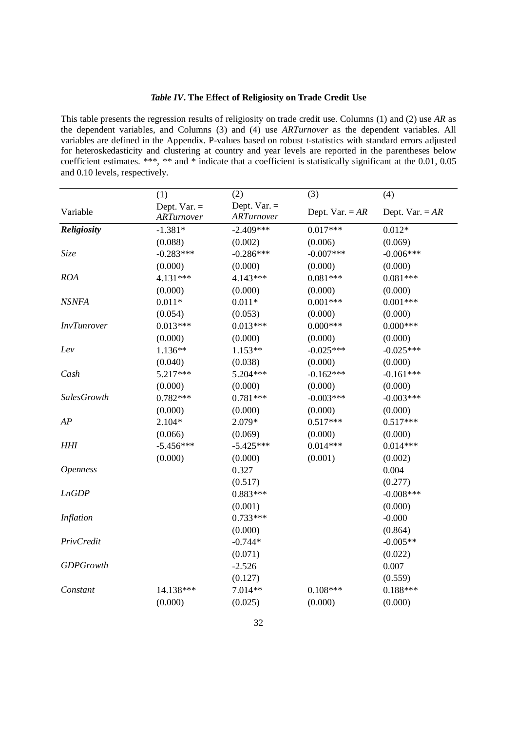### *Table IV*. The Effect of Religiosity on Trade Credit Use

This table presents the regression results of religiosity on trade credit use. Columns (1) and (2) use *AR* as the dependent variables, and Columns (3) and (4) use *ARTurnover* as the dependent variables. All variables are defined in the Appendix. P-values based on robust t-statistics with standard errors adjusted for heteroskedasticity and clustering at country and year levels are reported in the parentheses below coefficient estimates. ***, ** and * indicate that a coefficient is statistically significant at the 0.01, 0.05 and 0.10 levels, respectively.

| Variable | (1)<br>Dept. Var. = *ARTurnover* | (2)<br>Dept. Var. = *ARTurnover* | (3)<br>Dept. Var. = *AR* | (4)<br>Dept. Var. = *AR* |
|---|---|---|---|---|
| ***Religiosity*** | -1.381* | -2.409*** | 0.017*** | 0.012* |
| | (0.088) | (0.002) | (0.006) | (0.069) |
| *Size* | -0.283*** | -0.286*** | -0.007*** | -0.006*** |
| | (0.000) | (0.000) | (0.000) | (0.000) |
| *ROA* | 4.131*** | 4.143*** | 0.081*** | 0.081*** |
| | (0.000) | (0.000) | (0.000) | (0.000) |
| *NSNFA* | 0.011* | 0.011* | 0.001*** | 0.001*** |
| | (0.054) | (0.053) | (0.000) | (0.000) |
| *InvTunrover* | 0.013*** | 0.013*** | 0.000*** | 0.000*** |
| | (0.000) | (0.000) | (0.000) | (0.000) |
| *Lev* | 1.136** | 1.153** | -0.025*** | -0.025*** |
| | (0.040) | (0.038) | (0.000) | (0.000) |
| *Cash* | 5.217*** | 5.204*** | -0.162*** | -0.161*** |
| | (0.000) | (0.000) | (0.000) | (0.000) |
| *SalesGrowth* | 0.782*** | 0.781*** | -0.003*** | -0.003*** |
| | (0.000) | (0.000) | (0.000) | (0.000) |
| *AP* | 2.104* | 2.079* | 0.517*** | 0.517*** |
| | (0.066) | (0.069) | (0.000) | (0.000) |
| *HHI* | -5.456*** | -5.425*** | 0.014*** | 0.014*** |
| | (0.000) | (0.000) | (0.001) | (0.002) |
| *Openness* | | 0.327 | | 0.004 |
| | | (0.517) | | (0.277) |
| *LnGDP* | | 0.883*** | | -0.008*** |
| | | (0.001) | | (0.000) |
| *Inflation* | | 0.733*** | | -0.000 |
| | | (0.000) | | (0.864) |
| *PrivCredit* | | -0.744* | | -0.005** |
| | | (0.071) | | (0.022) |
| *GDPGrowth* | | -2.526 | | 0.007 |
| | | (0.127) | | (0.559) |
| *Constant* | 14.138*** | 7.014** | 0.108*** | 0.188*** |
| | (0.000) | (0.025) | (0.000) | (0.000) |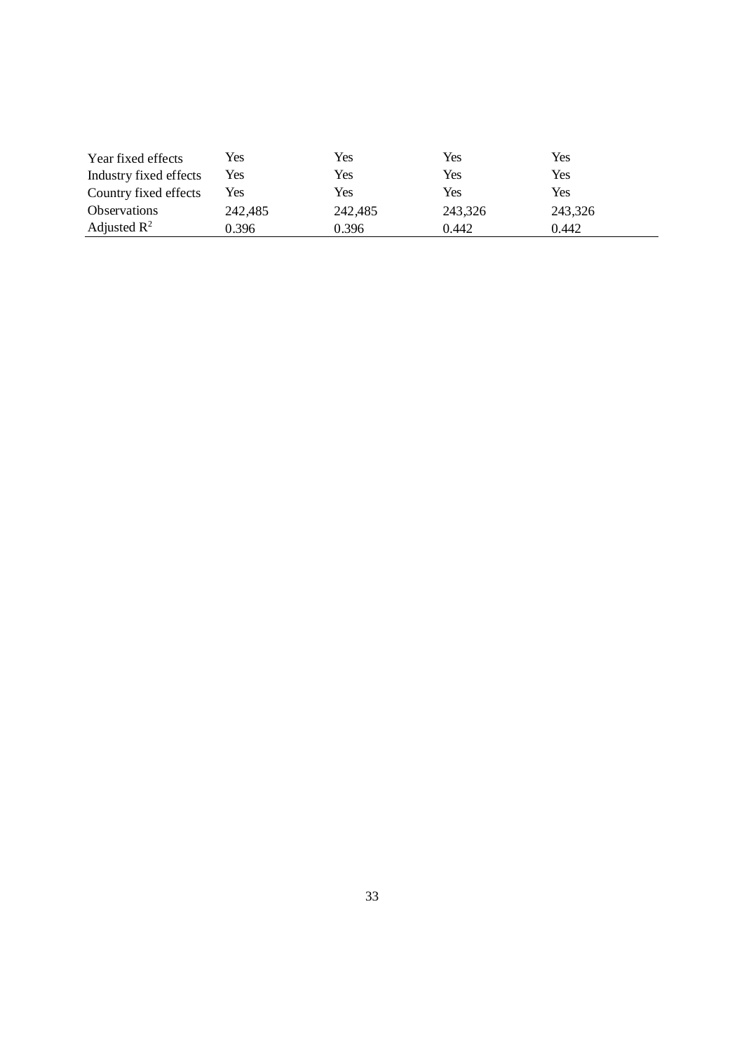| | | | | |
|---|---|---|---|---|
| Year fixed effects | Yes | Yes | Yes | Yes |
| Industry fixed effects | Yes | Yes | Yes | Yes |
| Country fixed effects | Yes | Yes | Yes | Yes |
| Observations | 242,485 | 242,485 | 243,326 | 243,326 |
| Adjusted $R^2$ | 0.396 | 0.396 | 0.442 | 0.442 |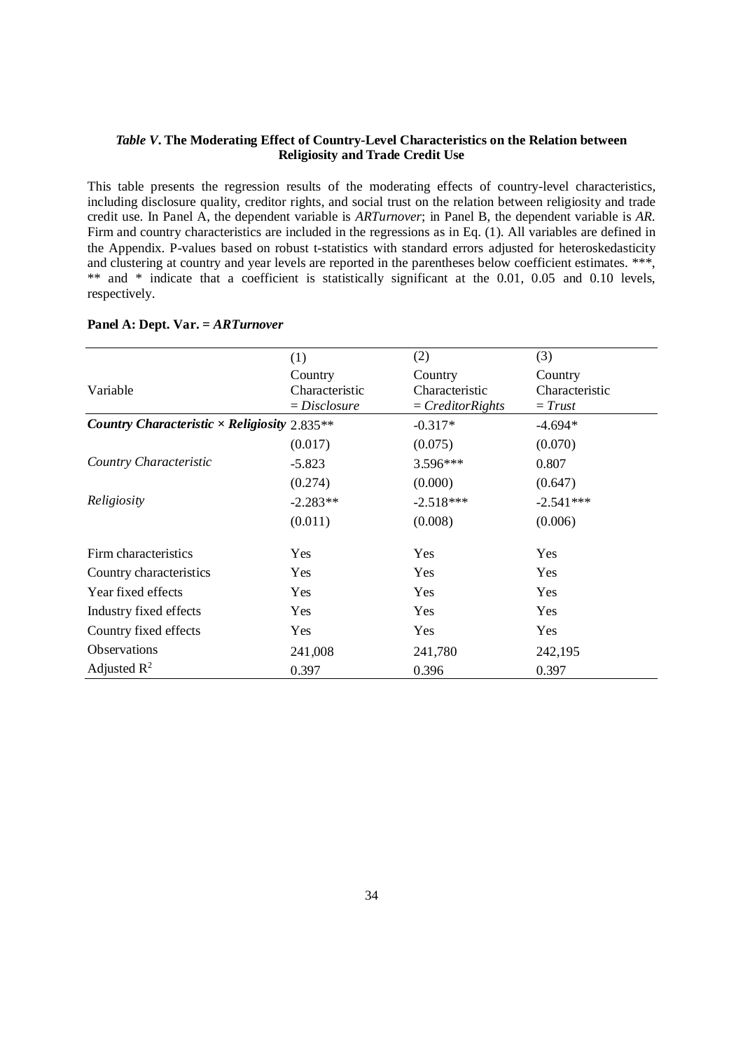### *Table V*. The Moderating Effect of Country-Level Characteristics on the Relation between Religiosity and Trade Credit Use

This table presents the regression results of the moderating effects of country-level characteristics, including disclosure quality, creditor rights, and social trust on the relation between religiosity and trade credit use. In Panel A, the dependent variable is *ARTurnover*; in Panel B, the dependent variable is *AR*. Firm and country characteristics are included in the regressions as in Eq. (1). All variables are defined in the Appendix. P-values based on robust t-statistics with standard errors adjusted for heteroskedasticity and clustering at country and year levels are reported in the parentheses below coefficient estimates. ***, ** and * indicate that a coefficient is statistically significant at the 0.01, 0.05 and 0.10 levels, respectively.

**Panel A: Dept. Var. = *ARTurnover***

| Variable | (1) Country Characteristic = *Disclosure* | (2) Country Characteristic = *CreditorRights* | (3) Country Characteristic = *Trust* |
|---|---|---|---|
| ***Country Characteristic × Religiosity*** | 2.835** | -0.317* | -4.694* |
| | (0.017) | (0.075) | (0.070) |
| *Country Characteristic* | -5.823 | 3.596*** | 0.807 |
| | (0.274) | (0.000) | (0.647) |
| *Religiosity* | -2.283** | -2.518*** | -2.541*** |
| | (0.011) | (0.008) | (0.006) |
| Firm characteristics | Yes | Yes | Yes |
| Country characteristics | Yes | Yes | Yes |
| Year fixed effects | Yes | Yes | Yes |
| Industry fixed effects | Yes | Yes | Yes |
| Country fixed effects | Yes | Yes | Yes |
| Observations | 241,008 | 241,780 | 242,195 |
| Adjusted $R^2$ | 0.397 | 0.396 | 0.397 |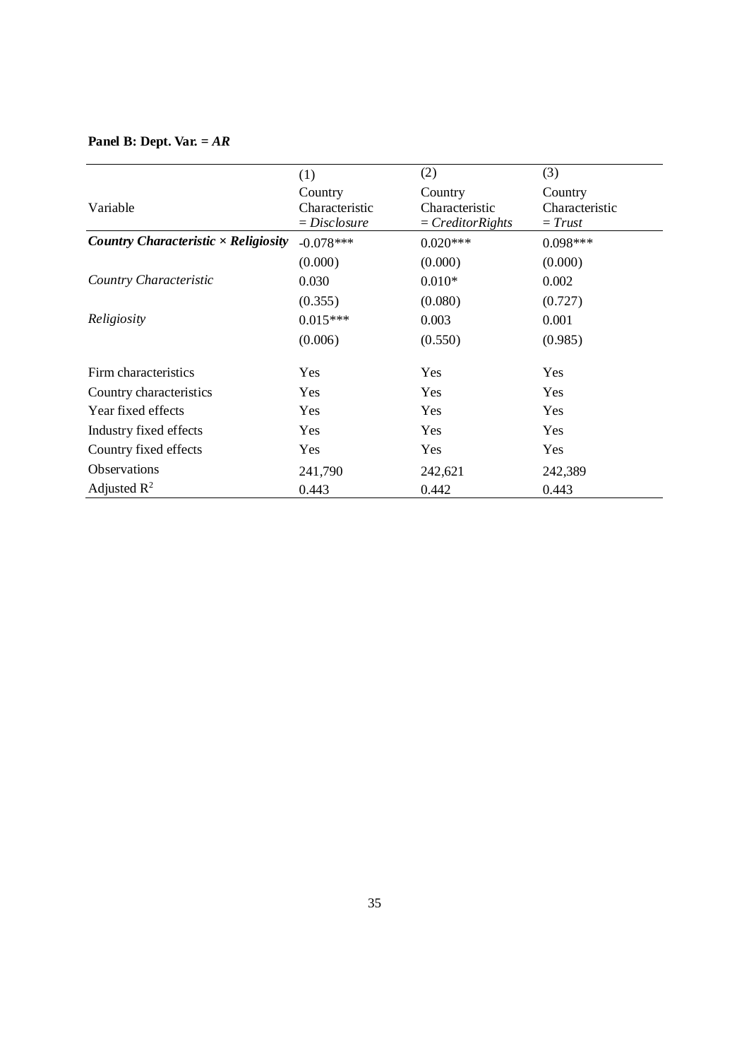**Panel B: Dept. Var. = *AR***

| Variable | (1) Country Characteristic = *Disclosure* | (2) Country Characteristic = *CreditorRights* | (3) Country Characteristic = *Trust* |
|---|---|---|---|
| ***Country Characteristic × Religiosity*** | -0.078*** | 0.020*** | 0.098*** |
| | (0.000) | (0.000) | (0.000) |
| *Country Characteristic* | 0.030 | 0.010* | 0.002 |
| | (0.355) | (0.080) | (0.727) |
| *Religiosity* | 0.015*** | 0.003 | 0.001 |
| | (0.006) | (0.550) | (0.985) |
| Firm characteristics | Yes | Yes | Yes |
| Country characteristics | Yes | Yes | Yes |
| Year fixed effects | Yes | Yes | Yes |
| Industry fixed effects | Yes | Yes | Yes |
| Country fixed effects | Yes | Yes | Yes |
| Observations | 241,790 | 242,621 | 242,389 |
| Adjusted $R^2$ | 0.443 | 0.442 | 0.443 |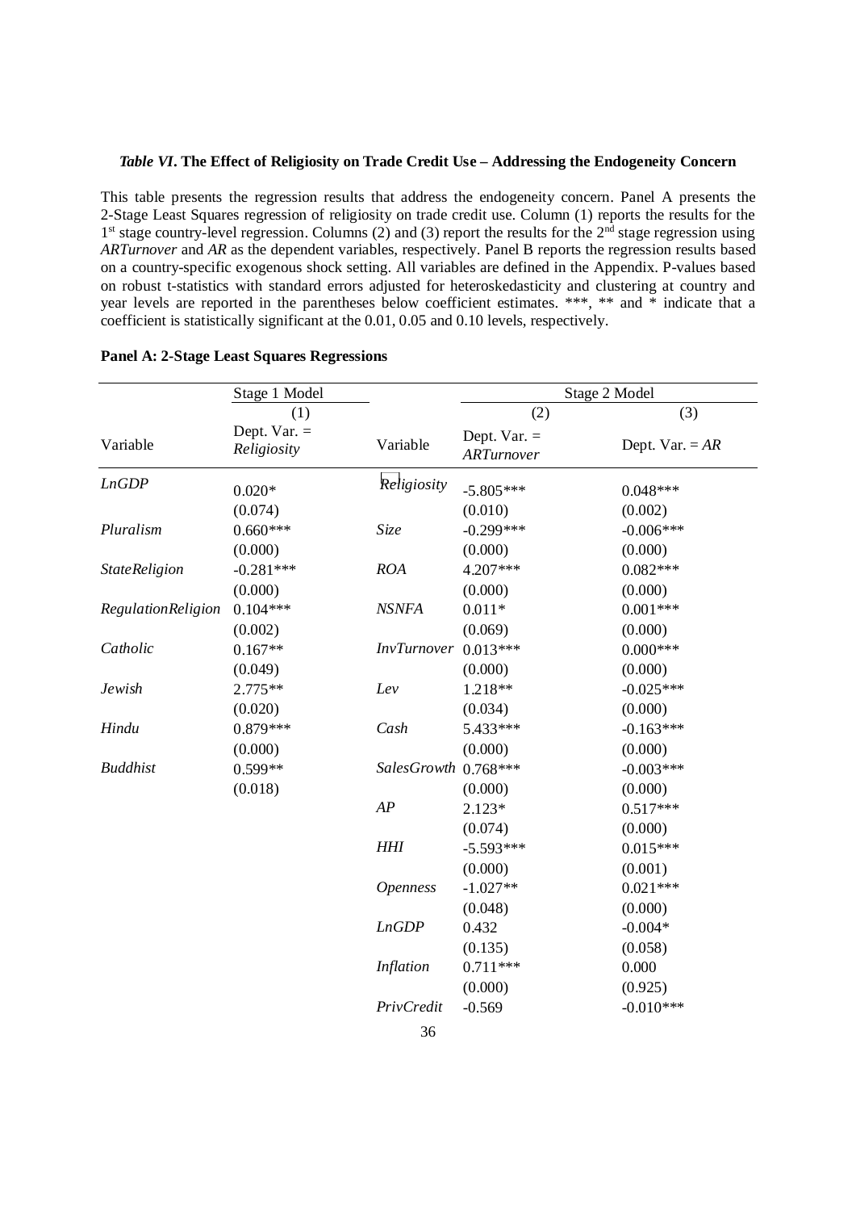### *Table VI*. The Effect of Religiosity on Trade Credit Use – Addressing the Endogeneity Concern

This table presents the regression results that address the endogeneity concern. Panel A presents the 2-Stage Least Squares regression of religiosity on trade credit use. Column (1) reports the results for the 1st stage country-level regression. Columns (2) and (3) report the results for the 2nd stage regression using *ARTurnover* and *AR* as the dependent variables, respectively. Panel B reports the regression results based on a country-specific exogenous shock setting. All variables are defined in the Appendix. P-values based on robust t-statistics with standard errors adjusted for heteroskedasticity and clustering at country and year levels are reported in the parentheses below coefficient estimates. \*\*\*, \*\* and \* indicate that a coefficient is statistically significant at the 0.01, 0.05 and 0.10 levels, respectively.

**Panel A: 2-Stage Least Squares Regressions**

| | Stage 1 Model | | Stage 2 Model | |
|---|---|---|---|---|
| | (1) | | (2) | (3) |
| Variable | Dept. Var. = *Religiosity* | Variable | Dept. Var. = *ARTurnover* | Dept. Var. = *AR* |
| *LnGDP* | 0.020* | *Religiosity* | -5.805*** | 0.048*** |
| | (0.074) | | (0.010) | (0.002) |
| *Pluralism* | 0.660*** | *Size* | -0.299*** | -0.006*** |
| | (0.000) | | (0.000) | (0.000) |
| *StateReligion* | -0.281*** | *ROA* | 4.207*** | 0.082*** |
| | (0.000) | | (0.000) | (0.000) |
| *RegulationReligion* | 0.104*** | *NSNFA* | 0.011* | 0.001*** |
| | (0.002) | | (0.069) | (0.000) |
| *Catholic* | 0.167** | *InvTurnover* | 0.013*** | 0.000*** |
| | (0.049) | | (0.000) | (0.000) |
| *Jewish* | 2.775** | *Lev* | 1.218** | -0.025*** |
| | (0.020) | | (0.034) | (0.000) |
| *Hindu* | 0.879*** | *Cash* | 5.433*** | -0.163*** |
| | (0.000) | | (0.000) | (0.000) |
| *Buddhist* | 0.599** | *SalesGrowth* | 0.768*** | -0.003*** |
| | (0.018) | | (0.000) | (0.000) |
| | | *AP* | 2.123* | 0.517*** |
| | | | (0.074) | (0.000) |
| | | *HHI* | -5.593*** | 0.015*** |
| | | | (0.000) | (0.001) |
| | | *Openness* | -1.027** | 0.021*** |
| | | | (0.048) | (0.000) |
| | | *LnGDP* | 0.432 | -0.004* |
| | | | (0.135) | (0.058) |
| | | *Inflation* | 0.711*** | 0.000 |
| | | | (0.000) | (0.925) |
| | | *PrivCredit* | -0.569 | -0.010*** |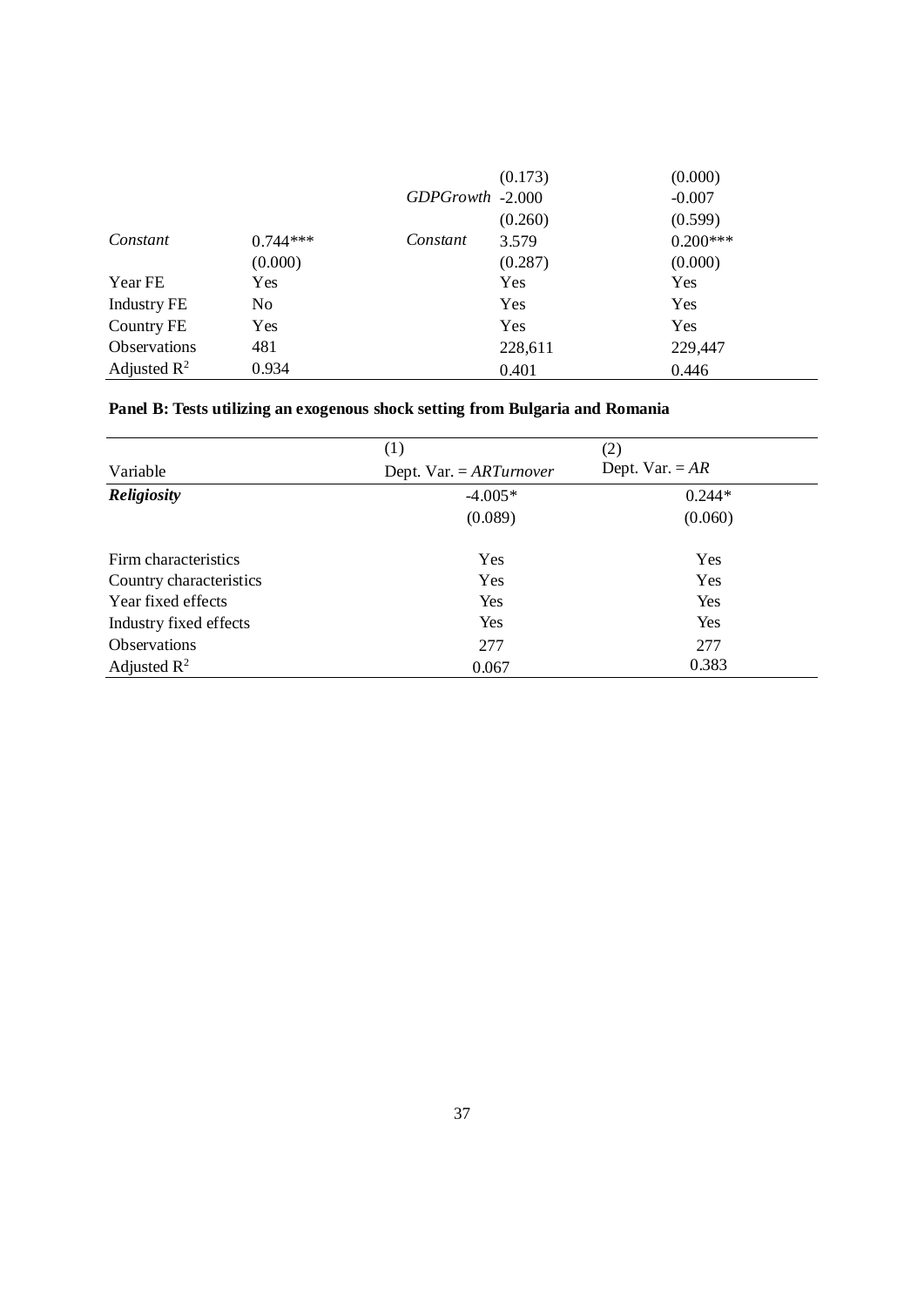| | | | | |
|---|---|---|---|---|
| | | | (0.173) | (0.000) |
| | | *GDPGrowth* | -2.000 | -0.007 |
| | | | (0.260) | (0.599) |
| *Constant* | 0.744*** | *Constant* | 3.579 | 0.200*** |
| | (0.000) | | (0.287) | (0.000) |
| Year FE | Yes | | Yes | Yes |
| Industry FE | No | | Yes | Yes |
| Country FE | Yes | | Yes | Yes |
| Observations | 481 | | 228,611 | 229,447 |
| Adjusted $R^2$ | 0.934 | | 0.401 | 0.446 |

**Panel B: Tests utilizing an exogenous shock setting from Bulgaria and Romania**

| Variable | (1) Dept. Var. = *ARTurnover* | (2) Dept. Var. = *AR* |
|---|---|---|
| ***Religiosity*** | -4.005* | 0.244* |
| | (0.089) | (0.060) |
| Firm characteristics | Yes | Yes |
| Country characteristics | Yes | Yes |
| Year fixed effects | Yes | Yes |
| Industry fixed effects | Yes | Yes |
| Observations | 277 | 277 |
| Adjusted $R^2$ | 0.067 | 0.383 |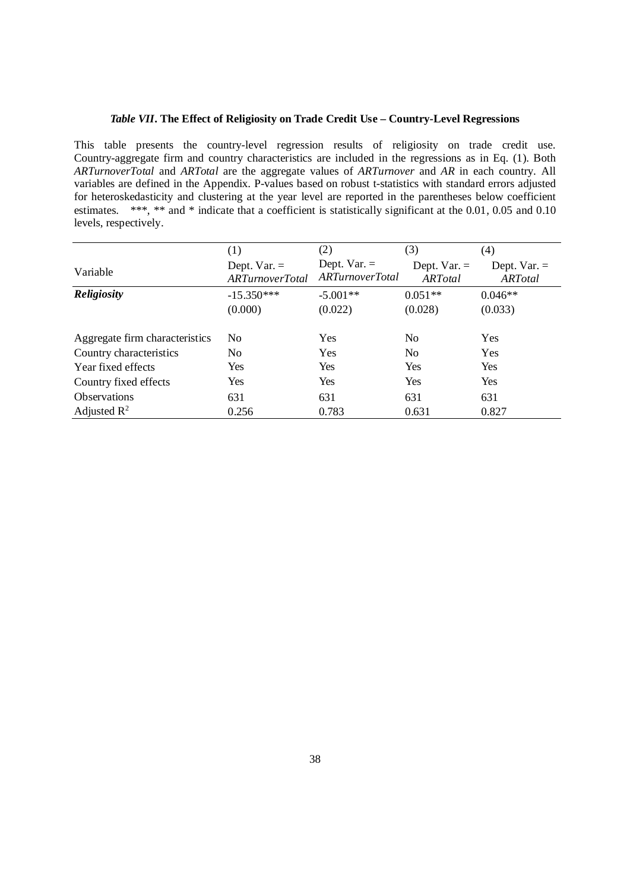### *Table VII*. The Effect of Religiosity on Trade Credit Use – Country-Level Regressions

This table presents the country-level regression results of religiosity on trade credit use. Country-aggregate firm and country characteristics are included in the regressions as in Eq. (1). Both *ARTurnoverTotal* and *ARTotal* are the aggregate values of *ARTurnover* and *AR* in each country. All variables are defined in the Appendix. P-values based on robust t-statistics with standard errors adjusted for heteroskedasticity and clustering at the year level are reported in the parentheses below coefficient estimates. ***, ** and * indicate that a coefficient is statistically significant at the 0.01, 0.05 and 0.10 levels, respectively.

| Variable | (1) Dept. Var. = *ARTurnoverTotal* | (2) Dept. Var. = *ARTurnoverTotal* | (3) Dept. Var. = *ARTotal* | (4) Dept. Var. = *ARTotal* |
|---|---|---|---|---|
| ***Religiosity*** | -15.350*** | -5.001** | 0.051** | 0.046** |
| | (0.000) | (0.022) | (0.028) | (0.033) |
| Aggregate firm characteristics | No | Yes | No | Yes |
| Country characteristics | No | Yes | No | Yes |
| Year fixed effects | Yes | Yes | Yes | Yes |
| Country fixed effects | Yes | Yes | Yes | Yes |
| Observations | 631 | 631 | 631 | 631 |
| Adjusted $R^2$ | 0.256 | 0.783 | 0.631 | 0.827 |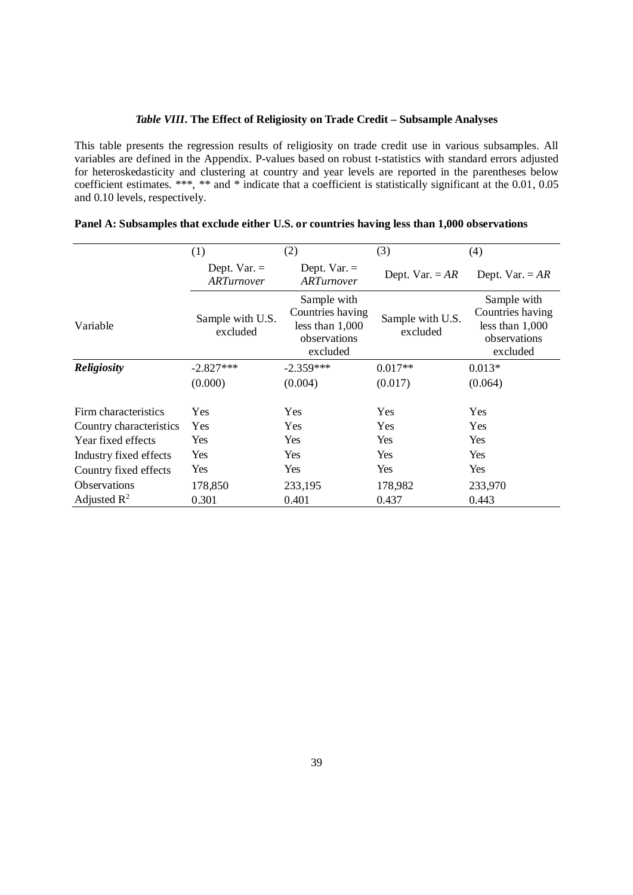### *Table VIII*. The Effect of Religiosity on Trade Credit – Subsample Analyses

This table presents the regression results of religiosity on trade credit use in various subsamples. All variables are defined in the Appendix. P-values based on robust t-statistics with standard errors adjusted for heteroskedasticity and clustering at country and year levels are reported in the parentheses below coefficient estimates. ***, ** and * indicate that a coefficient is statistically significant at the 0.01, 0.05 and 0.10 levels, respectively.

**Panel A: Subsamples that exclude either U.S. or countries having less than 1,000 observations**

| | (1) | (2) | (3) | (4) |
|---|---|---|---|---|
| | Dept. Var. = *ARTurnover* | Dept. Var. = *ARTurnover* | Dept. Var. = *AR* | Dept. Var. = *AR* |
| Variable | Sample with U.S. excluded | Sample with Countries having less than 1,000 observations excluded | Sample with U.S. excluded | Sample with Countries having less than 1,000 observations excluded |
| ***Religiosity*** | -2.827*** | -2.359*** | 0.017** | 0.013* |
| | (0.000) | (0.004) | (0.017) | (0.064) |
| Firm characteristics | Yes | Yes | Yes | Yes |
| Country characteristics | Yes | Yes | Yes | Yes |
| Year fixed effects | Yes | Yes | Yes | Yes |
| Industry fixed effects | Yes | Yes | Yes | Yes |
| Country fixed effects | Yes | Yes | Yes | Yes |
| Observations | 178,850 | 233,195 | 178,982 | 233,970 |
| Adjusted $R^2$ | 0.301 | 0.401 | 0.437 | 0.443 |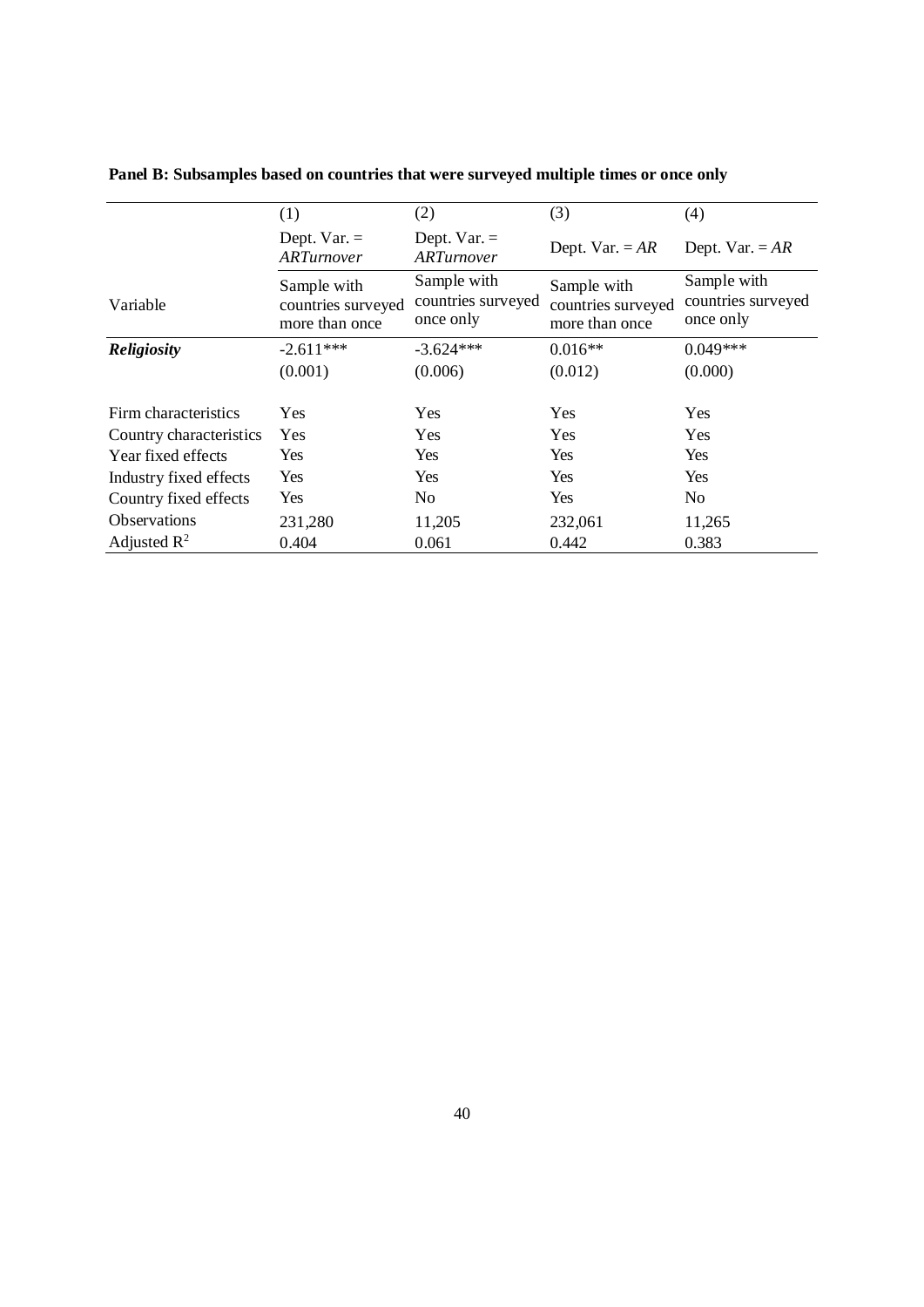**Panel B: Subsamples based on countries that were surveyed multiple times or once only**

| Variable | (1)<br>Dept. Var. = *ARTurnover*<br>Sample with countries surveyed more than once | (2)<br>Dept. Var. = *ARTurnover*<br>Sample with countries surveyed once only | (3)<br>Dept. Var. = *AR*<br>Sample with countries surveyed more than once | (4)<br>Dept. Var. = *AR*<br>Sample with countries surveyed once only |
|---|---|---|---|---|
| ***Religiosity*** | -2.611*** | -3.624*** | 0.016** | 0.049*** |
| | (0.001) | (0.006) | (0.012) | (0.000) |
| Firm characteristics | Yes | Yes | Yes | Yes |
| Country characteristics | Yes | Yes | Yes | Yes |
| Year fixed effects | Yes | Yes | Yes | Yes |
| Industry fixed effects | Yes | Yes | Yes | Yes |
| Country fixed effects | Yes | No | Yes | No |
| Observations | 231,280 | 11,205 | 232,061 | 11,265 |
| Adjusted $R^2$ | 0.404 | 0.061 | 0.442 | 0.383 |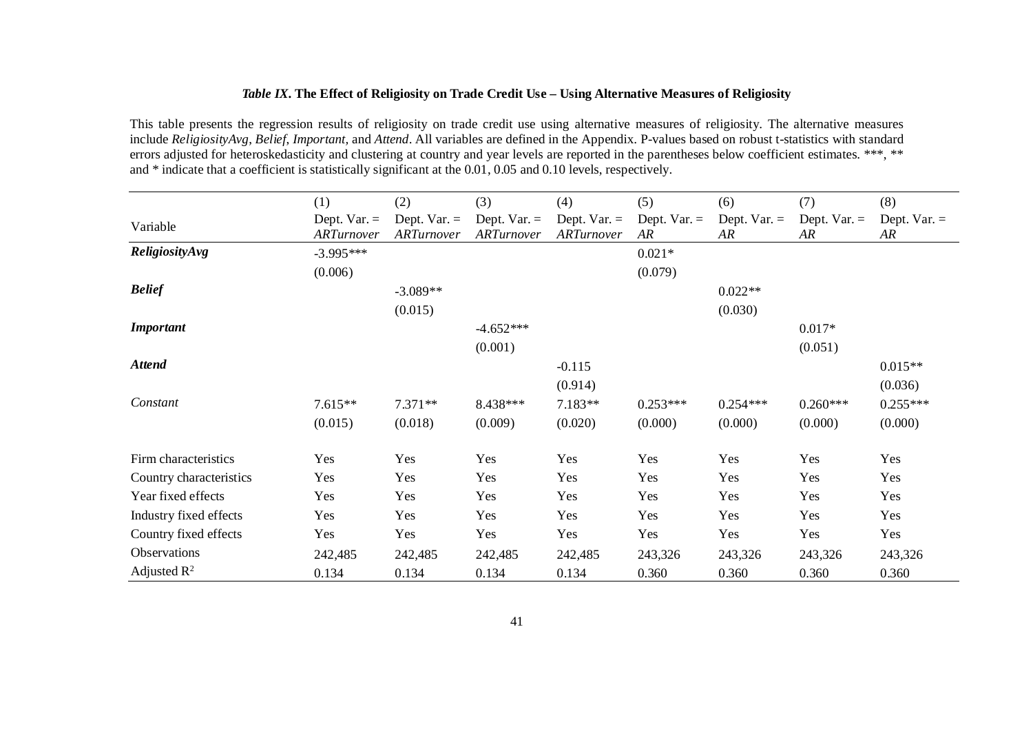### *Table IX*. The Effect of Religiosity on Trade Credit Use – Using Alternative Measures of Religiosity

This table presents the regression results of religiosity on trade credit use using alternative measures of religiosity. The alternative measures include *ReligiosityAvg*, *Belief*, *Important*, and *Attend*. All variables are defined in the Appendix. P-values based on robust t-statistics with standard errors adjusted for heteroskedasticity and clustering at country and year levels are reported in the parentheses below coefficient estimates. ***, ** and * indicate that a coefficient is statistically significant at the 0.01, 0.05 and 0.10 levels, respectively.

| Variable | (1) Dept. Var. = *ARTurnover* | (2) Dept. Var. = *ARTurnover* | (3) Dept. Var. = *ARTurnover* | (4) Dept. Var. = *ARTurnover* | (5) Dept. Var. = *AR* | (6) Dept. Var. = *AR* | (7) Dept. Var. = *AR* | (8) Dept. Var. = *AR* |
|---|---|---|---|---|---|---|---|---|
| ***ReligiosityAvg*** | -3.995*** | | | | 0.021* | | | |
| | (0.006) | | | | (0.079) | | | |
| ***Belief*** | | -3.089** | | | | 0.022** | | |
| | | (0.015) | | | | (0.030) | | |
| ***Important*** | | | -4.652*** | | | | 0.017* | |
| | | | (0.001) | | | | (0.051) | |
| ***Attend*** | | | | -0.115 | | | | 0.015** |
| | | | | (0.914) | | | | (0.036) |
| *Constant* | 7.615** | 7.371** | 8.438*** | 7.183** | 0.253*** | 0.254*** | 0.260*** | 0.255*** |
| | (0.015) | (0.018) | (0.009) | (0.020) | (0.000) | (0.000) | (0.000) | (0.000) |
| Firm characteristics | Yes | Yes | Yes | Yes | Yes | Yes | Yes | Yes |
| Country characteristics | Yes | Yes | Yes | Yes | Yes | Yes | Yes | Yes |
| Year fixed effects | Yes | Yes | Yes | Yes | Yes | Yes | Yes | Yes |
| Industry fixed effects | Yes | Yes | Yes | Yes | Yes | Yes | Yes | Yes |
| Country fixed effects | Yes | Yes | Yes | Yes | Yes | Yes | Yes | Yes |
| Observations | 242,485 | 242,485 | 242,485 | 242,485 | 243,326 | 243,326 | 243,326 | 243,326 |
| Adjusted $R^2$ | 0.134 | 0.134 | 0.134 | 0.134 | 0.360 | 0.360 | 0.360 | 0.360 |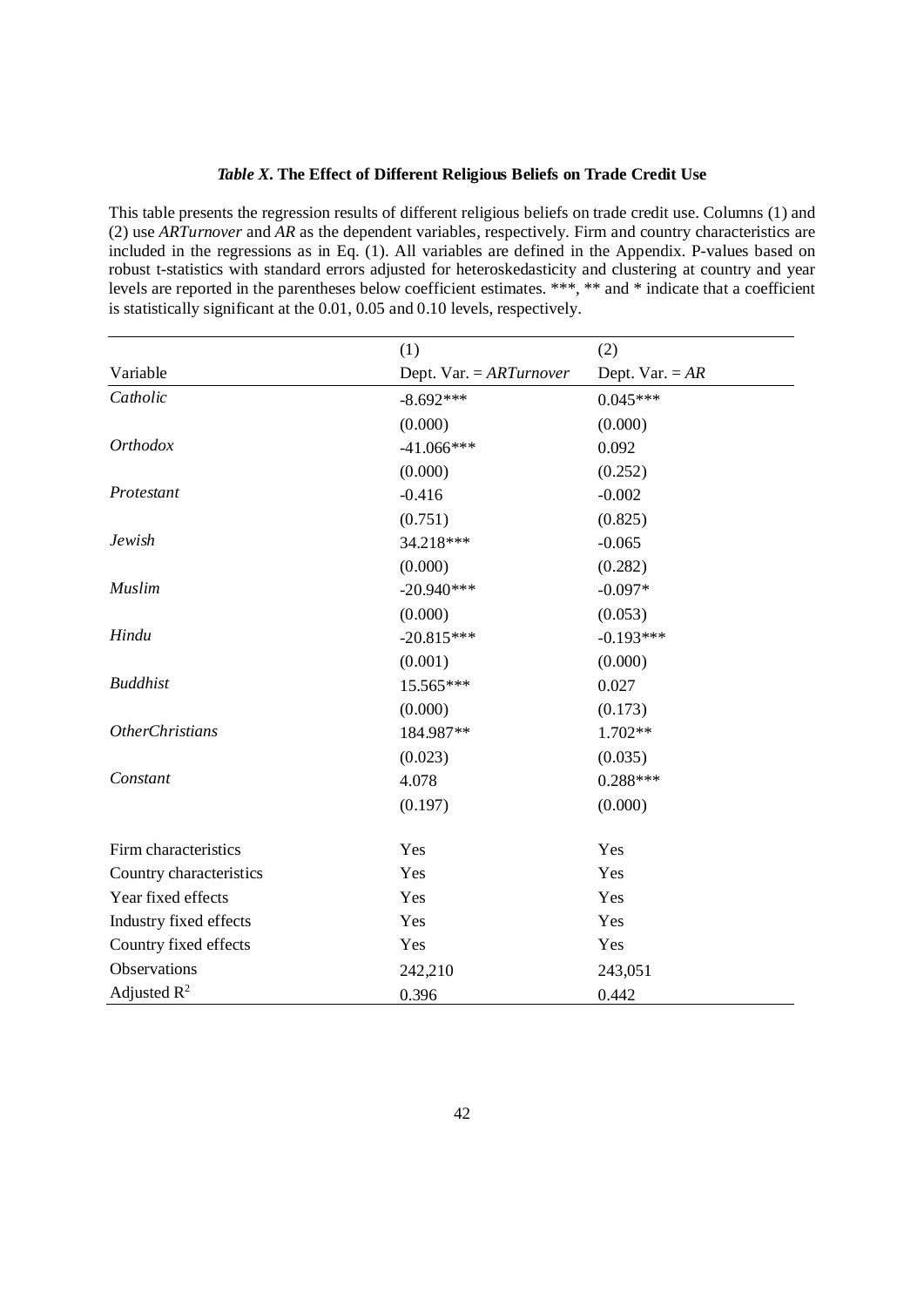***Table X*. The Effect of Different Religious Beliefs on Trade Credit Use**

This table presents the regression results of different religious beliefs on trade credit use. Columns (1) and (2) use *ARTurnover* and *AR* as the dependent variables, respectively. Firm and country characteristics are included in the regressions as in Eq. (1). All variables are defined in the Appendix. P-values based on robust t-statistics with standard errors adjusted for heteroskedasticity and clustering at country and year levels are reported in the parentheses below coefficient estimates. ***, ** and * indicate that a coefficient is statistically significant at the 0.01, 0.05 and 0.10 levels, respectively.

| | (1) | (2) |
|---|---|---|
| Variable | Dept. Var. = *ARTurnover* | Dept. Var. = *AR* |
| *Catholic* | -8.692*** | 0.045*** |
| | (0.000) | (0.000) |
| *Orthodox* | -41.066*** | 0.092 |
| | (0.000) | (0.252) |
| *Protestant* | -0.416 | -0.002 |
| | (0.751) | (0.825) |
| *Jewish* | 34.218*** | -0.065 |
| | (0.000) | (0.282) |
| *Muslim* | -20.940*** | -0.097* |
| | (0.000) | (0.053) |
| *Hindu* | -20.815*** | -0.193*** |
| | (0.001) | (0.000) |
| *Buddhist* | 15.565*** | 0.027 |
| | (0.000) | (0.173) |
| *OtherChristians* | 184.987** | 1.702** |
| | (0.023) | (0.035) |
| *Constant* | 4.078 | 0.288*** |
| | (0.197) | (0.000) |
| Firm characteristics | Yes | Yes |
| Country characteristics | Yes | Yes |
| Year fixed effects | Yes | Yes |
| Industry fixed effects | Yes | Yes |
| Country fixed effects | Yes | Yes |
| Observations | 242,210 | 243,051 |
| Adjusted $R^2$ | 0.396 | 0.442 |